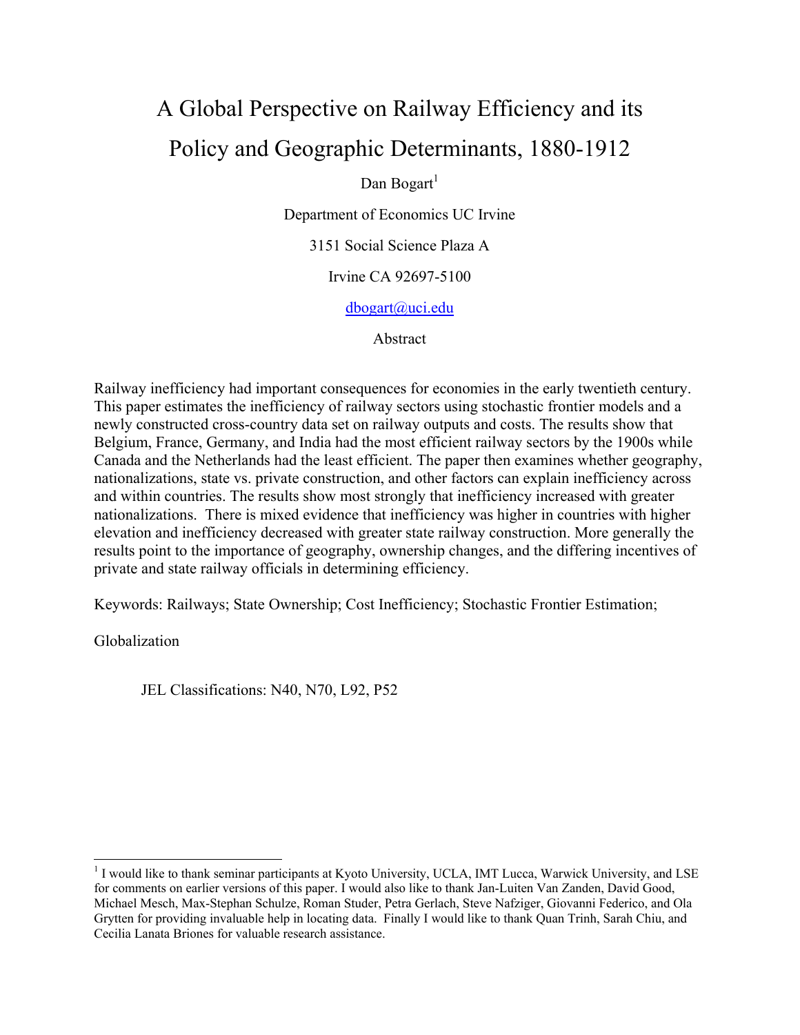# A Global Perspective on Railway Efficiency and its Policy and Geographic Determinants, 1880-1912

Dan Bogart[1]

Department of Economics UC Irvine

3151 Social Science Plaza A

Irvine CA 92697-5100

dbogart@uci.edu

Abstract

Railway inefficiency had important consequences for economies in the early twentieth century. This paper estimates the inefficiency of railway sectors using stochastic frontier models and a newly constructed cross-country data set on railway outputs and costs. The results show that Belgium, France, Germany, and India had the most efficient railway sectors by the 1900s while Canada and the Netherlands had the least efficient. The paper then examines whether geography, nationalizations, state vs. private construction, and other factors can explain inefficiency across and within countries. The results show most strongly that inefficiency increased with greater nationalizations. There is mixed evidence that inefficiency was higher in countries with higher elevation and inefficiency decreased with greater state railway construction. More generally the results point to the importance of geography, ownership changes, and the differing incentives of private and state railway officials in determining efficiency.

Keywords: Railways; State Ownership; Cost Inefficiency; Stochastic Frontier Estimation; Globalization

JEL Classifications: N40, N70, L92, P52

[1] I would like to thank seminar participants at Kyoto University, UCLA, IMT Lucca, Warwick University, and LSE for comments on earlier versions of this paper. I would also like to thank Jan-Luiten Van Zanden, David Good, Michael Mesch, Max-Stephan Schulze, Roman Studer, Petra Gerlach, Steve Nafziger, Giovanni Federico, and Ola Grytten for providing invaluable help in locating data. Finally I would like to thank Quan Trinh, Sarah Chiu, and Cecilia Lanata Briones for valuable research assistance.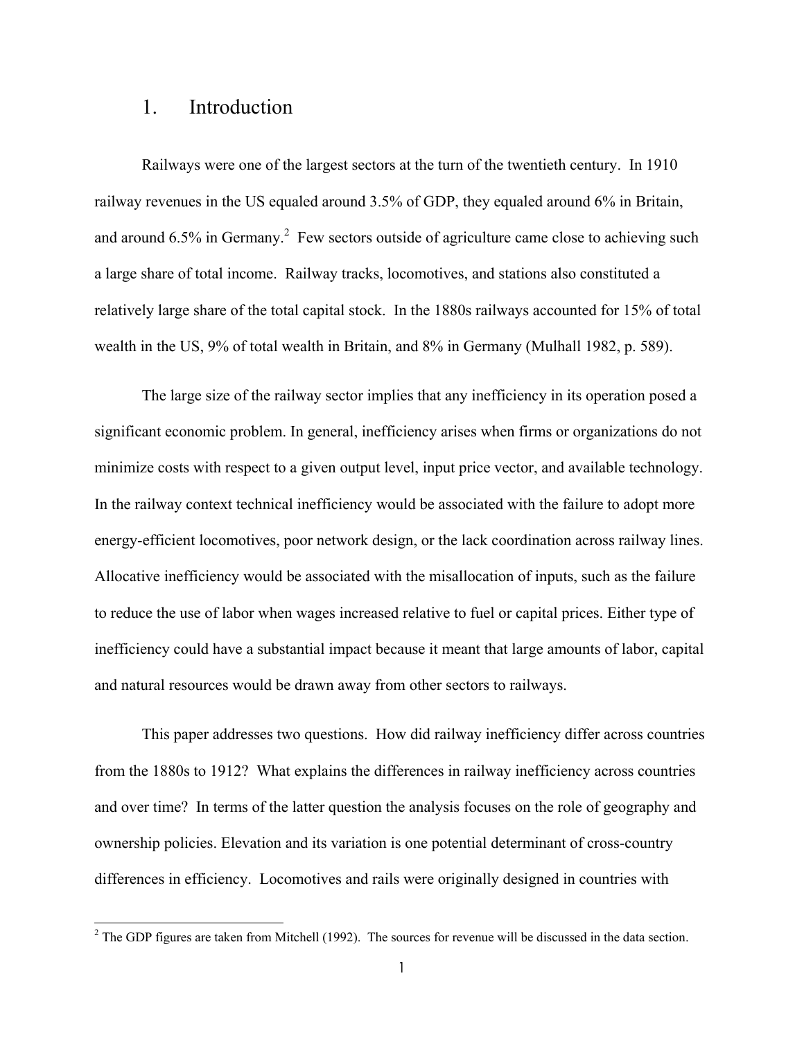# 1. Introduction

Railways were one of the largest sectors at the turn of the twentieth century. In 1910 railway revenues in the US equaled around 3.5% of GDP, they equaled around 6% in Britain, and around 6.5% in Germany.[2] Few sectors outside of agriculture came close to achieving such a large share of total income. Railway tracks, locomotives, and stations also constituted a relatively large share of the total capital stock. In the 1880s railways accounted for 15% of total wealth in the US, 9% of total wealth in Britain, and 8% in Germany (Mulhall 1982, p. 589).

The large size of the railway sector implies that any inefficiency in its operation posed a significant economic problem. In general, inefficiency arises when firms or organizations do not minimize costs with respect to a given output level, input price vector, and available technology. In the railway context technical inefficiency would be associated with the failure to adopt more energy-efficient locomotives, poor network design, or the lack coordination across railway lines. Allocative inefficiency would be associated with the misallocation of inputs, such as the failure to reduce the use of labor when wages increased relative to fuel or capital prices. Either type of inefficiency could have a substantial impact because it meant that large amounts of labor, capital and natural resources would be drawn away from other sectors to railways.

This paper addresses two questions. How did railway inefficiency differ across countries from the 1880s to 1912? What explains the differences in railway inefficiency across countries and over time? In terms of the latter question the analysis focuses on the role of geography and ownership policies. Elevation and its variation is one potential determinant of cross-country differences in efficiency. Locomotives and rails were originally designed in countries with

[2] The GDP figures are taken from Mitchell (1992). The sources for revenue will be discussed in the data section.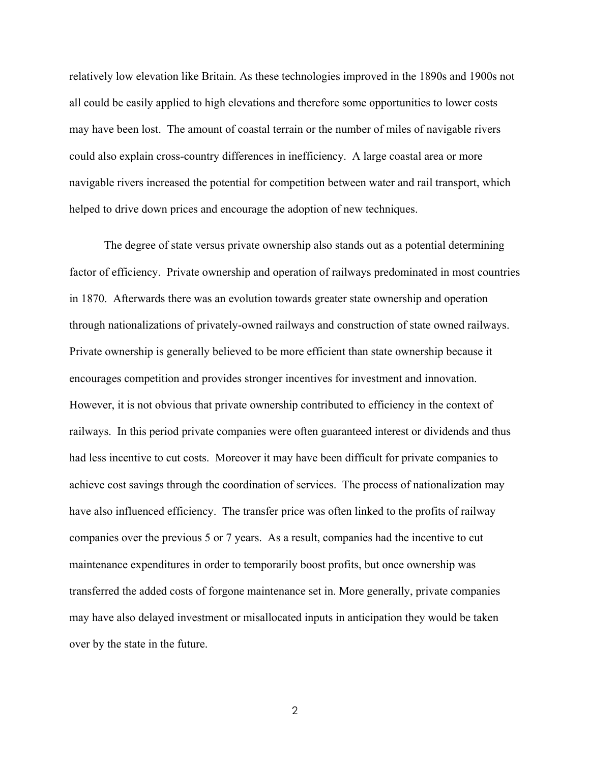relatively low elevation like Britain. As these technologies improved in the 1890s and 1900s not all could be easily applied to high elevations and therefore some opportunities to lower costs may have been lost. The amount of coastal terrain or the number of miles of navigable rivers could also explain cross-country differences in inefficiency. A large coastal area or more navigable rivers increased the potential for competition between water and rail transport, which helped to drive down prices and encourage the adoption of new techniques.

The degree of state versus private ownership also stands out as a potential determining factor of efficiency. Private ownership and operation of railways predominated in most countries in 1870. Afterwards there was an evolution towards greater state ownership and operation through nationalizations of privately-owned railways and construction of state owned railways. Private ownership is generally believed to be more efficient than state ownership because it encourages competition and provides stronger incentives for investment and innovation. However, it is not obvious that private ownership contributed to efficiency in the context of railways. In this period private companies were often guaranteed interest or dividends and thus had less incentive to cut costs. Moreover it may have been difficult for private companies to achieve cost savings through the coordination of services. The process of nationalization may have also influenced efficiency. The transfer price was often linked to the profits of railway companies over the previous 5 or 7 years. As a result, companies had the incentive to cut maintenance expenditures in order to temporarily boost profits, but once ownership was transferred the added costs of forgone maintenance set in. More generally, private companies may have also delayed investment or misallocated inputs in anticipation they would be taken over by the state in the future.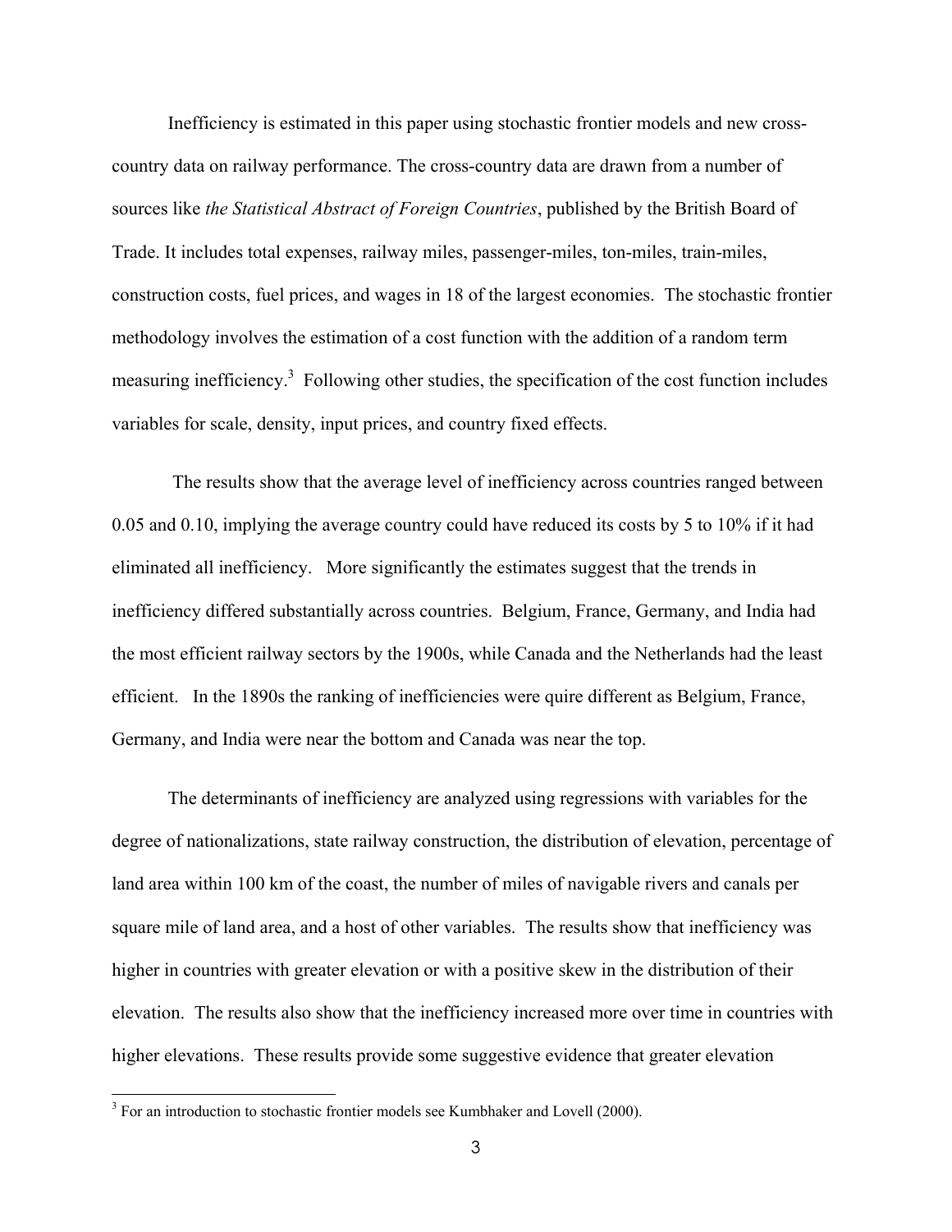Inefficiency is estimated in this paper using stochastic frontier models and new cross-country data on railway performance. The cross-country data are drawn from a number of sources like *the Statistical Abstract of Foreign Countries*, published by the British Board of Trade. It includes total expenses, railway miles, passenger-miles, ton-miles, train-miles, construction costs, fuel prices, and wages in 18 of the largest economies. The stochastic frontier methodology involves the estimation of a cost function with the addition of a random term measuring inefficiency.[3] Following other studies, the specification of the cost function includes variables for scale, density, input prices, and country fixed effects.

The results show that the average level of inefficiency across countries ranged between 0.05 and 0.10, implying the average country could have reduced its costs by 5 to 10% if it had eliminated all inefficiency. More significantly the estimates suggest that the trends in inefficiency differed substantially across countries. Belgium, France, Germany, and India had the most efficient railway sectors by the 1900s, while Canada and the Netherlands had the least efficient. In the 1890s the ranking of inefficiencies were quire different as Belgium, France, Germany, and India were near the bottom and Canada was near the top.

The determinants of inefficiency are analyzed using regressions with variables for the degree of nationalizations, state railway construction, the distribution of elevation, percentage of land area within 100 km of the coast, the number of miles of navigable rivers and canals per square mile of land area, and a host of other variables. The results show that inefficiency was higher in countries with greater elevation or with a positive skew in the distribution of their elevation. The results also show that the inefficiency increased more over time in countries with higher elevations. These results provide some suggestive evidence that greater elevation

[3] For an introduction to stochastic frontier models see Kumbhaker and Lovell (2000).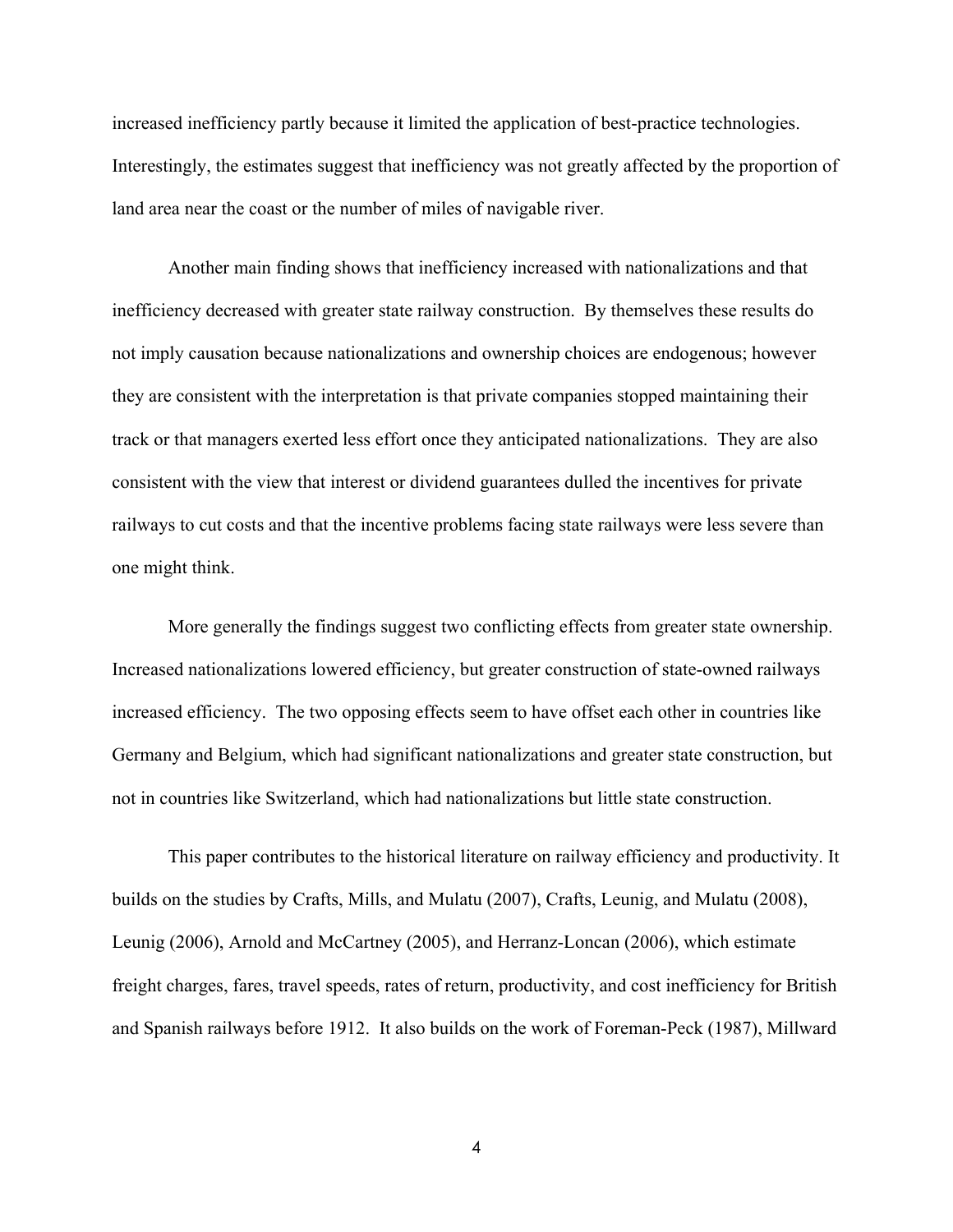increased inefficiency partly because it limited the application of best-practice technologies. Interestingly, the estimates suggest that inefficiency was not greatly affected by the proportion of land area near the coast or the number of miles of navigable river.

Another main finding shows that inefficiency increased with nationalizations and that inefficiency decreased with greater state railway construction. By themselves these results do not imply causation because nationalizations and ownership choices are endogenous; however they are consistent with the interpretation is that private companies stopped maintaining their track or that managers exerted less effort once they anticipated nationalizations. They are also consistent with the view that interest or dividend guarantees dulled the incentives for private railways to cut costs and that the incentive problems facing state railways were less severe than one might think.

More generally the findings suggest two conflicting effects from greater state ownership. Increased nationalizations lowered efficiency, but greater construction of state-owned railways increased efficiency. The two opposing effects seem to have offset each other in countries like Germany and Belgium, which had significant nationalizations and greater state construction, but not in countries like Switzerland, which had nationalizations but little state construction.

This paper contributes to the historical literature on railway efficiency and productivity. It builds on the studies by Crafts, Mills, and Mulatu (2007), Crafts, Leunig, and Mulatu (2008), Leunig (2006), Arnold and McCartney (2005), and Herranz-Loncan (2006), which estimate freight charges, fares, travel speeds, rates of return, productivity, and cost inefficiency for British and Spanish railways before 1912. It also builds on the work of Foreman-Peck (1987), Millward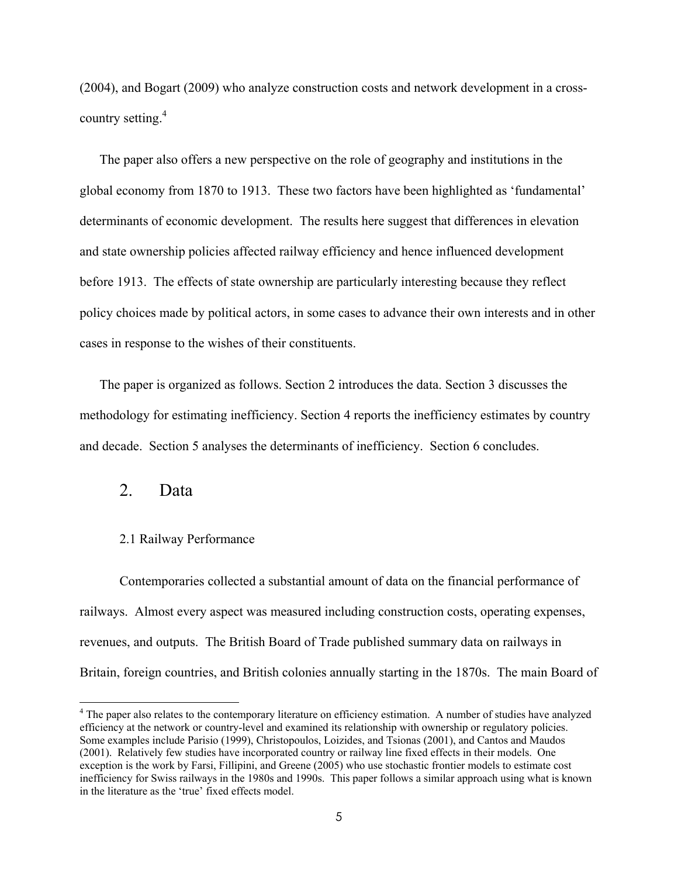(2004), and Bogart (2009) who analyze construction costs and network development in a cross-country setting.[4]

The paper also offers a new perspective on the role of geography and institutions in the global economy from 1870 to 1913. These two factors have been highlighted as 'fundamental' determinants of economic development. The results here suggest that differences in elevation and state ownership policies affected railway efficiency and hence influenced development before 1913. The effects of state ownership are particularly interesting because they reflect policy choices made by political actors, in some cases to advance their own interests and in other cases in response to the wishes of their constituents.

The paper is organized as follows. Section 2 introduces the data. Section 3 discusses the methodology for estimating inefficiency. Section 4 reports the inefficiency estimates by country and decade. Section 5 analyses the determinants of inefficiency. Section 6 concludes.

## 2. Data

### 2.1 Railway Performance

Contemporaries collected a substantial amount of data on the financial performance of railways. Almost every aspect was measured including construction costs, operating expenses, revenues, and outputs. The British Board of Trade published summary data on railways in Britain, foreign countries, and British colonies annually starting in the 1870s. The main Board of

[4] The paper also relates to the contemporary literature on efficiency estimation. A number of studies have analyzed efficiency at the network or country-level and examined its relationship with ownership or regulatory policies. Some examples include Parisio (1999), Christopoulos, Loizides, and Tsionas (2001), and Cantos and Maudos (2001). Relatively few studies have incorporated country or railway line fixed effects in their models. One exception is the work by Farsi, Fillipini, and Greene (2005) who use stochastic frontier models to estimate cost inefficiency for Swiss railways in the 1980s and 1990s. This paper follows a similar approach using what is known in the literature as the 'true' fixed effects model.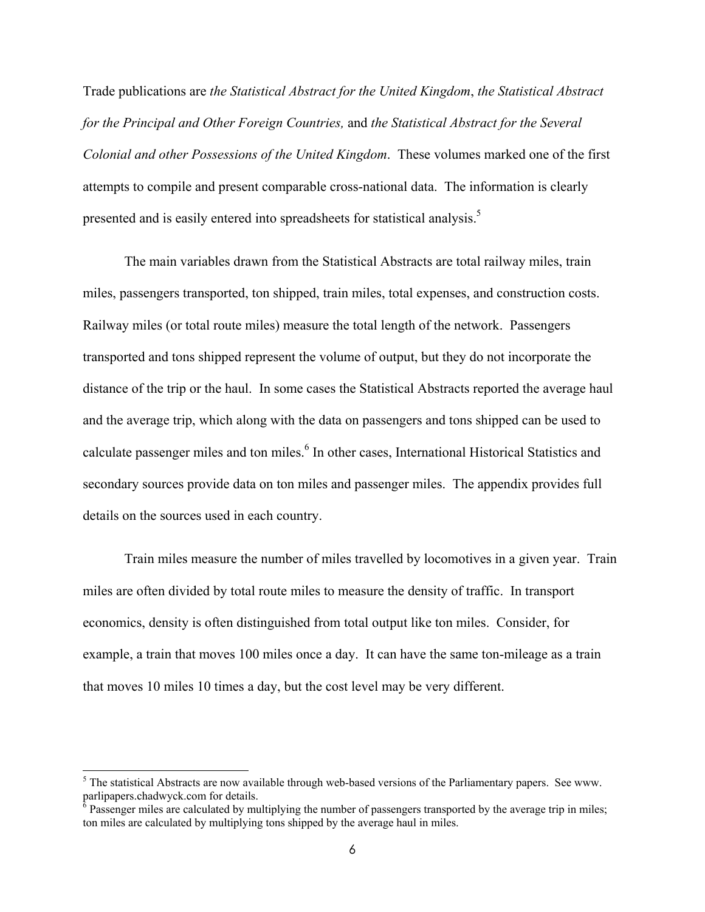Trade publications are *the Statistical Abstract for the United Kingdom*, *the Statistical Abstract for the Principal and Other Foreign Countries,* and *the Statistical Abstract for the Several Colonial and other Possessions of the United Kingdom*. These volumes marked one of the first attempts to compile and present comparable cross-national data. The information is clearly presented and is easily entered into spreadsheets for statistical analysis.[5]

The main variables drawn from the Statistical Abstracts are total railway miles, train miles, passengers transported, ton shipped, train miles, total expenses, and construction costs. Railway miles (or total route miles) measure the total length of the network. Passengers transported and tons shipped represent the volume of output, but they do not incorporate the distance of the trip or the haul. In some cases the Statistical Abstracts reported the average haul and the average trip, which along with the data on passengers and tons shipped can be used to calculate passenger miles and ton miles.[6] In other cases, International Historical Statistics and secondary sources provide data on ton miles and passenger miles. The appendix provides full details on the sources used in each country.

Train miles measure the number of miles travelled by locomotives in a given year. Train miles are often divided by total route miles to measure the density of traffic. In transport economics, density is often distinguished from total output like ton miles. Consider, for example, a train that moves 100 miles once a day. It can have the same ton-mileage as a train that moves 10 miles 10 times a day, but the cost level may be very different.

---

[5] The statistical Abstracts are now available through web-based versions of the Parliamentary papers. See www. parlipapers.chadwyck.com for details.

[6] Passenger miles are calculated by multiplying the number of passengers transported by the average trip in miles; ton miles are calculated by multiplying tons shipped by the average haul in miles.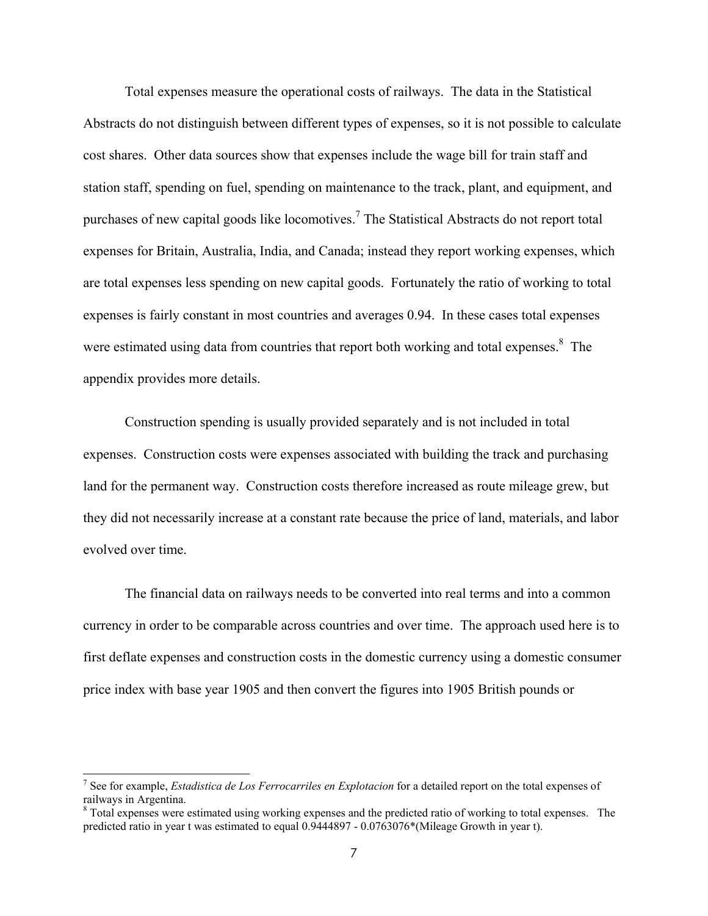Total expenses measure the operational costs of railways. The data in the Statistical Abstracts do not distinguish between different types of expenses, so it is not possible to calculate cost shares. Other data sources show that expenses include the wage bill for train staff and station staff, spending on fuel, spending on maintenance to the track, plant, and equipment, and purchases of new capital goods like locomotives.[7] The Statistical Abstracts do not report total expenses for Britain, Australia, India, and Canada; instead they report working expenses, which are total expenses less spending on new capital goods. Fortunately the ratio of working to total expenses is fairly constant in most countries and averages 0.94. In these cases total expenses were estimated using data from countries that report both working and total expenses.[8] The appendix provides more details.

Construction spending is usually provided separately and is not included in total expenses. Construction costs were expenses associated with building the track and purchasing land for the permanent way. Construction costs therefore increased as route mileage grew, but they did not necessarily increase at a constant rate because the price of land, materials, and labor evolved over time.

The financial data on railways needs to be converted into real terms and into a common currency in order to be comparable across countries and over time. The approach used here is to first deflate expenses and construction costs in the domestic currency using a domestic consumer price index with base year 1905 and then convert the figures into 1905 British pounds or

---

[7] See for example, *Estadistica de Los Ferrocarriles en Explotacion* for a detailed report on the total expenses of railways in Argentina.

[8] Total expenses were estimated using working expenses and the predicted ratio of working to total expenses. The predicted ratio in year t was estimated to equal 0.9444897 - 0.0763076*(Mileage Growth in year t).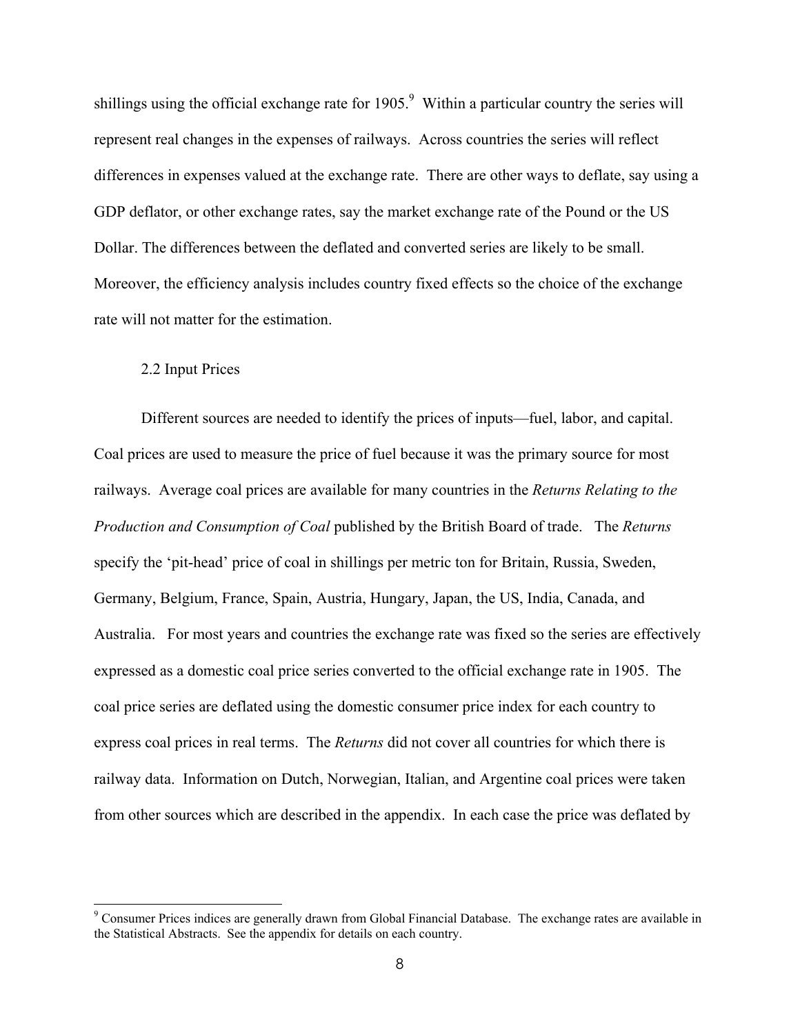shillings using the official exchange rate for 1905.[9] Within a particular country the series will represent real changes in the expenses of railways. Across countries the series will reflect differences in expenses valued at the exchange rate. There are other ways to deflate, say using a GDP deflator, or other exchange rates, say the market exchange rate of the Pound or the US Dollar. The differences between the deflated and converted series are likely to be small. Moreover, the efficiency analysis includes country fixed effects so the choice of the exchange rate will not matter for the estimation.

### 2.2 Input Prices

Different sources are needed to identify the prices of inputs—fuel, labor, and capital. Coal prices are used to measure the price of fuel because it was the primary source for most railways. Average coal prices are available for many countries in the *Returns Relating to the Production and Consumption of Coal* published by the British Board of trade. The *Returns* specify the 'pit-head' price of coal in shillings per metric ton for Britain, Russia, Sweden, Germany, Belgium, France, Spain, Austria, Hungary, Japan, the US, India, Canada, and Australia. For most years and countries the exchange rate was fixed so the series are effectively expressed as a domestic coal price series converted to the official exchange rate in 1905. The coal price series are deflated using the domestic consumer price index for each country to express coal prices in real terms. The *Returns* did not cover all countries for which there is railway data. Information on Dutch, Norwegian, Italian, and Argentine coal prices were taken from other sources which are described in the appendix. In each case the price was deflated by

[9] Consumer Prices indices are generally drawn from Global Financial Database. The exchange rates are available in the Statistical Abstracts. See the appendix for details on each country.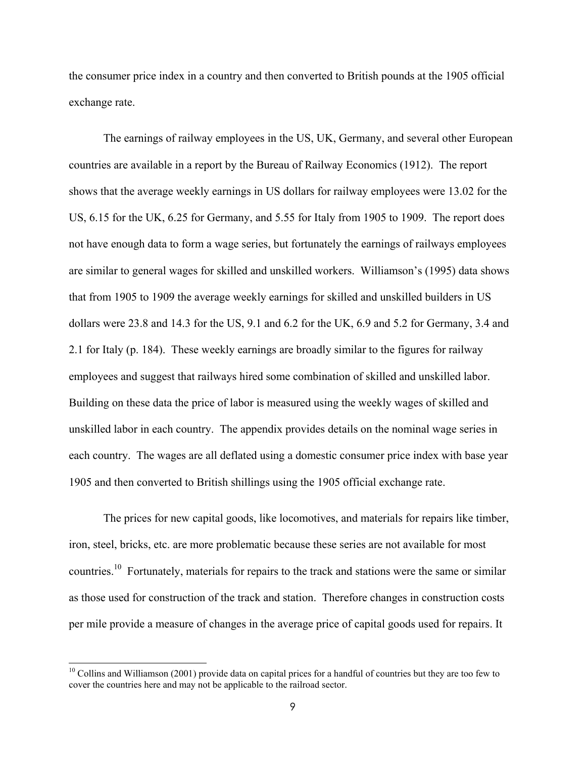the consumer price index in a country and then converted to British pounds at the 1905 official exchange rate.

The earnings of railway employees in the US, UK, Germany, and several other European countries are available in a report by the Bureau of Railway Economics (1912). The report shows that the average weekly earnings in US dollars for railway employees were 13.02 for the US, 6.15 for the UK, 6.25 for Germany, and 5.55 for Italy from 1905 to 1909. The report does not have enough data to form a wage series, but fortunately the earnings of railways employees are similar to general wages for skilled and unskilled workers. Williamson's (1995) data shows that from 1905 to 1909 the average weekly earnings for skilled and unskilled builders in US dollars were 23.8 and 14.3 for the US, 9.1 and 6.2 for the UK, 6.9 and 5.2 for Germany, 3.4 and 2.1 for Italy (p. 184). These weekly earnings are broadly similar to the figures for railway employees and suggest that railways hired some combination of skilled and unskilled labor. Building on these data the price of labor is measured using the weekly wages of skilled and unskilled labor in each country. The appendix provides details on the nominal wage series in each country. The wages are all deflated using a domestic consumer price index with base year 1905 and then converted to British shillings using the 1905 official exchange rate.

The prices for new capital goods, like locomotives, and materials for repairs like timber, iron, steel, bricks, etc. are more problematic because these series are not available for most countries.[10] Fortunately, materials for repairs to the track and stations were the same or similar as those used for construction of the track and station. Therefore changes in construction costs per mile provide a measure of changes in the average price of capital goods used for repairs. It

[10] Collins and Williamson (2001) provide data on capital prices for a handful of countries but they are too few to cover the countries here and may not be applicable to the railroad sector.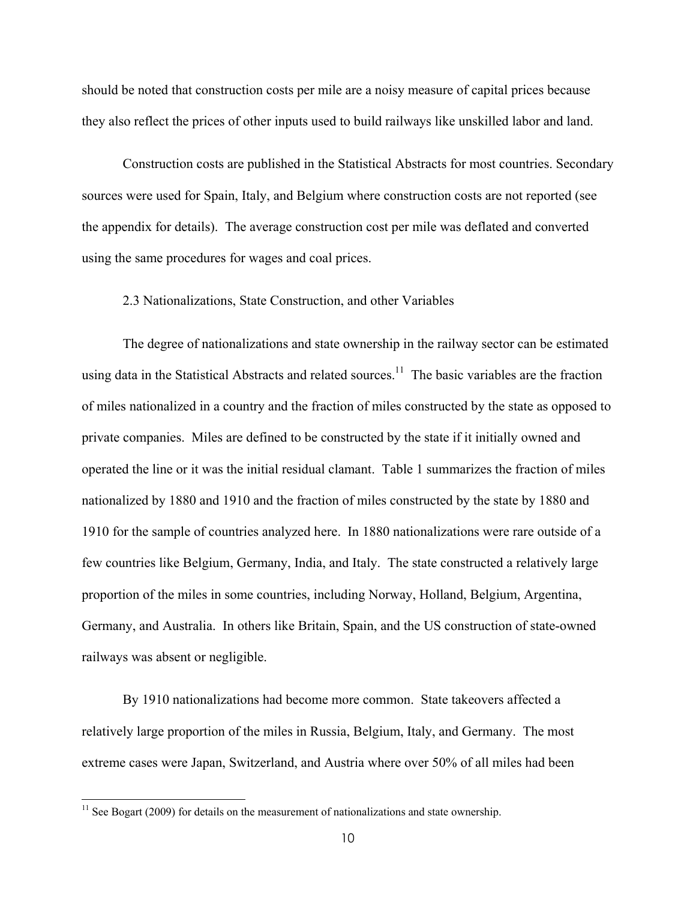should be noted that construction costs per mile are a noisy measure of capital prices because they also reflect the prices of other inputs used to build railways like unskilled labor and land.

Construction costs are published in the Statistical Abstracts for most countries. Secondary sources were used for Spain, Italy, and Belgium where construction costs are not reported (see the appendix for details). The average construction cost per mile was deflated and converted using the same procedures for wages and coal prices.

### 2.3 Nationalizations, State Construction, and other Variables

The degree of nationalizations and state ownership in the railway sector can be estimated using data in the Statistical Abstracts and related sources.[11] The basic variables are the fraction of miles nationalized in a country and the fraction of miles constructed by the state as opposed to private companies. Miles are defined to be constructed by the state if it initially owned and operated the line or it was the initial residual clamant. Table 1 summarizes the fraction of miles nationalized by 1880 and 1910 and the fraction of miles constructed by the state by 1880 and 1910 for the sample of countries analyzed here. In 1880 nationalizations were rare outside of a few countries like Belgium, Germany, India, and Italy. The state constructed a relatively large proportion of the miles in some countries, including Norway, Holland, Belgium, Argentina, Germany, and Australia. In others like Britain, Spain, and the US construction of state-owned railways was absent or negligible.

By 1910 nationalizations had become more common. State takeovers affected a relatively large proportion of the miles in Russia, Belgium, Italy, and Germany. The most extreme cases were Japan, Switzerland, and Austria where over 50% of all miles had been

[11] See Bogart (2009) for details on the measurement of nationalizations and state ownership.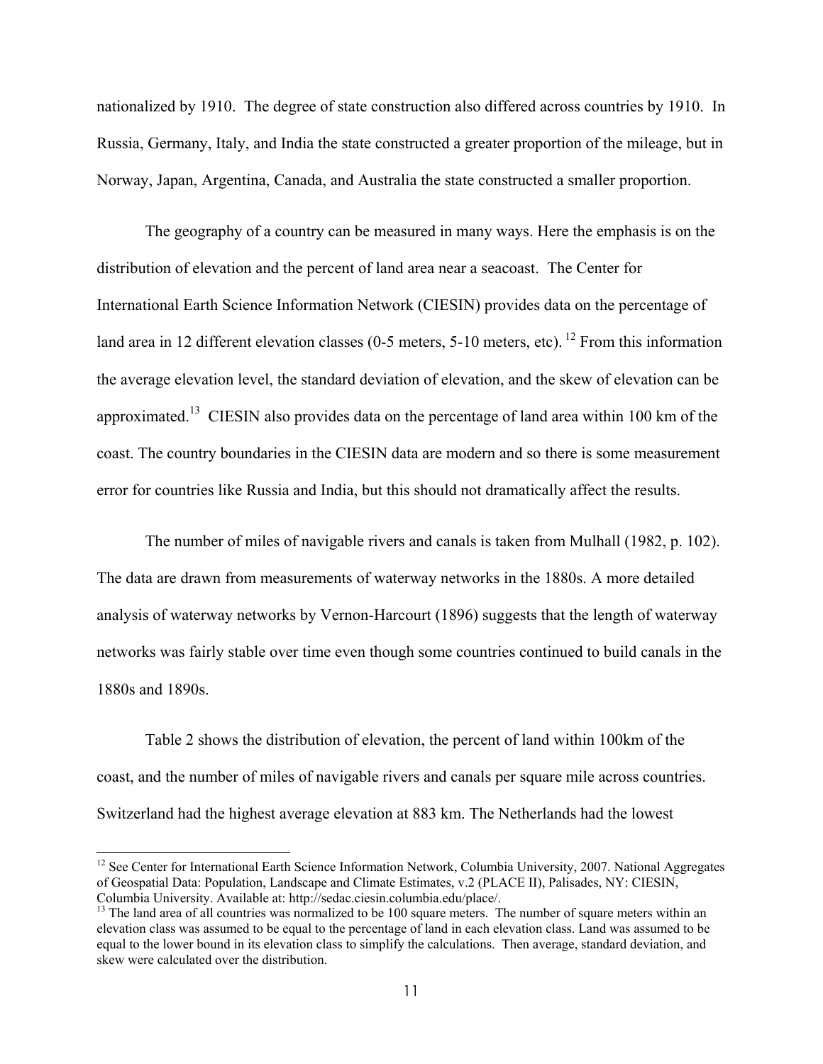nationalized by 1910. The degree of state construction also differed across countries by 1910. In Russia, Germany, Italy, and India the state constructed a greater proportion of the mileage, but in Norway, Japan, Argentina, Canada, and Australia the state constructed a smaller proportion.

The geography of a country can be measured in many ways. Here the emphasis is on the distribution of elevation and the percent of land area near a seacoast. The Center for International Earth Science Information Network (CIESIN) provides data on the percentage of land area in 12 different elevation classes (0-5 meters, 5-10 meters, etc). [12] From this information the average elevation level, the standard deviation of elevation, and the skew of elevation can be approximated.[13] CIESIN also provides data on the percentage of land area within 100 km of the coast. The country boundaries in the CIESIN data are modern and so there is some measurement error for countries like Russia and India, but this should not dramatically affect the results.

The number of miles of navigable rivers and canals is taken from Mulhall (1982, p. 102). The data are drawn from measurements of waterway networks in the 1880s. A more detailed analysis of waterway networks by Vernon-Harcourt (1896) suggests that the length of waterway networks was fairly stable over time even though some countries continued to build canals in the 1880s and 1890s.

Table 2 shows the distribution of elevation, the percent of land within 100km of the coast, and the number of miles of navigable rivers and canals per square mile across countries. Switzerland had the highest average elevation at 883 km. The Netherlands had the lowest

[12] See Center for International Earth Science Information Network, Columbia University, 2007. National Aggregates of Geospatial Data: Population, Landscape and Climate Estimates, v.2 (PLACE II), Palisades, NY: CIESIN, Columbia University. Available at: http://sedac.ciesin.columbia.edu/place/.

[13] The land area of all countries was normalized to be 100 square meters. The number of square meters within an elevation class was assumed to be equal to the percentage of land in each elevation class. Land was assumed to be equal to the lower bound in its elevation class to simplify the calculations. Then average, standard deviation, and skew were calculated over the distribution.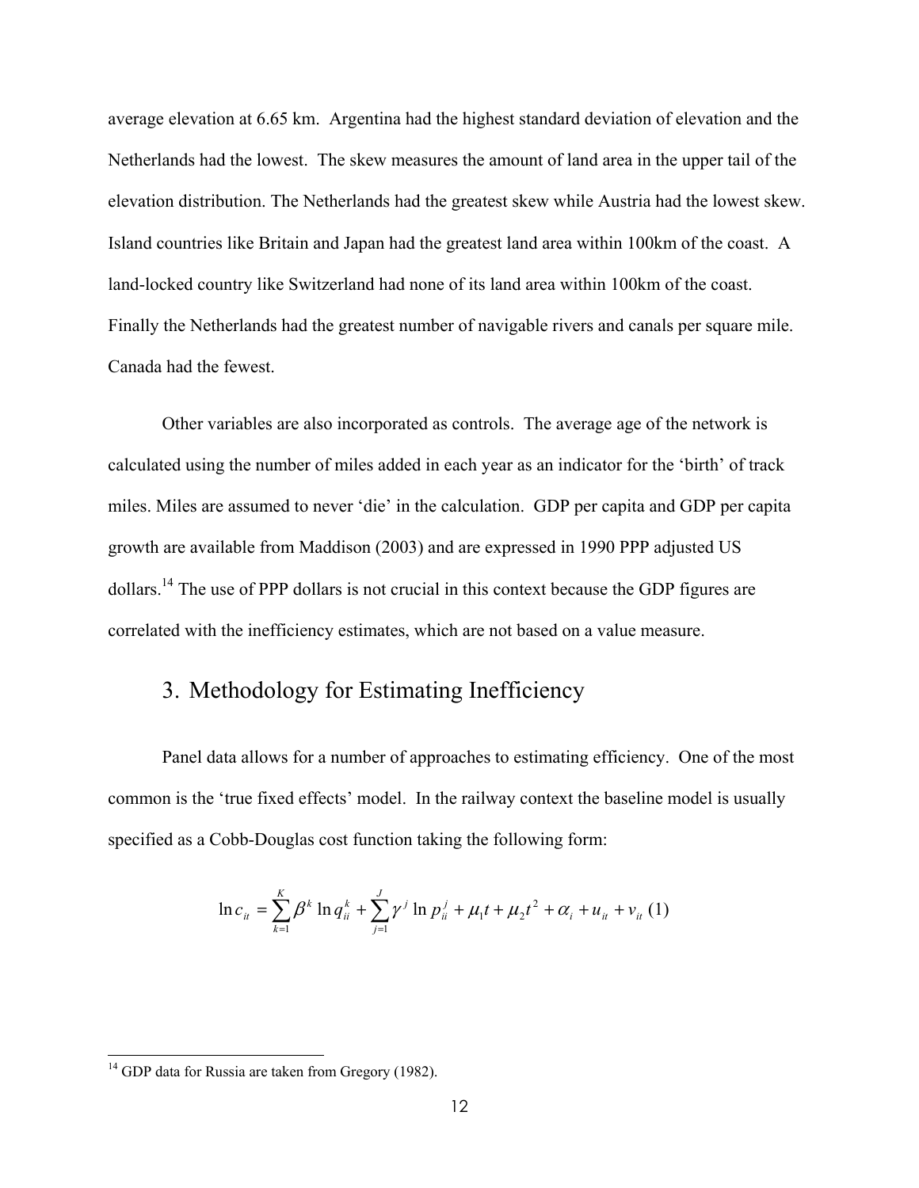average elevation at 6.65 km. Argentina had the highest standard deviation of elevation and the Netherlands had the lowest. The skew measures the amount of land area in the upper tail of the elevation distribution. The Netherlands had the greatest skew while Austria had the lowest skew. Island countries like Britain and Japan had the greatest land area within 100km of the coast. A land-locked country like Switzerland had none of its land area within 100km of the coast. Finally the Netherlands had the greatest number of navigable rivers and canals per square mile. Canada had the fewest.

Other variables are also incorporated as controls. The average age of the network is calculated using the number of miles added in each year as an indicator for the 'birth' of track miles. Miles are assumed to never 'die' in the calculation. GDP per capita and GDP per capita growth are available from Maddison (2003) and are expressed in 1990 PPP adjusted US dollars.[14] The use of PPP dollars is not crucial in this context because the GDP figures are correlated with the inefficiency estimates, which are not based on a value measure.

## 3. Methodology for Estimating Inefficiency

Panel data allows for a number of approaches to estimating efficiency. One of the most common is the 'true fixed effects' model. In the railway context the baseline model is usually specified as a Cobb-Douglas cost function taking the following form:

$$\ln c_{it} = \sum_{k=1}^{K} \beta^k \ln q_{it}^k + \sum_{j=1}^{J} \gamma^j \ln p_{it}^j + \mu_1 t + \mu_2 t^2 + \alpha_i + u_{it} + v_{it} \quad (1)$$

---

[14] GDP data for Russia are taken from Gregory (1982).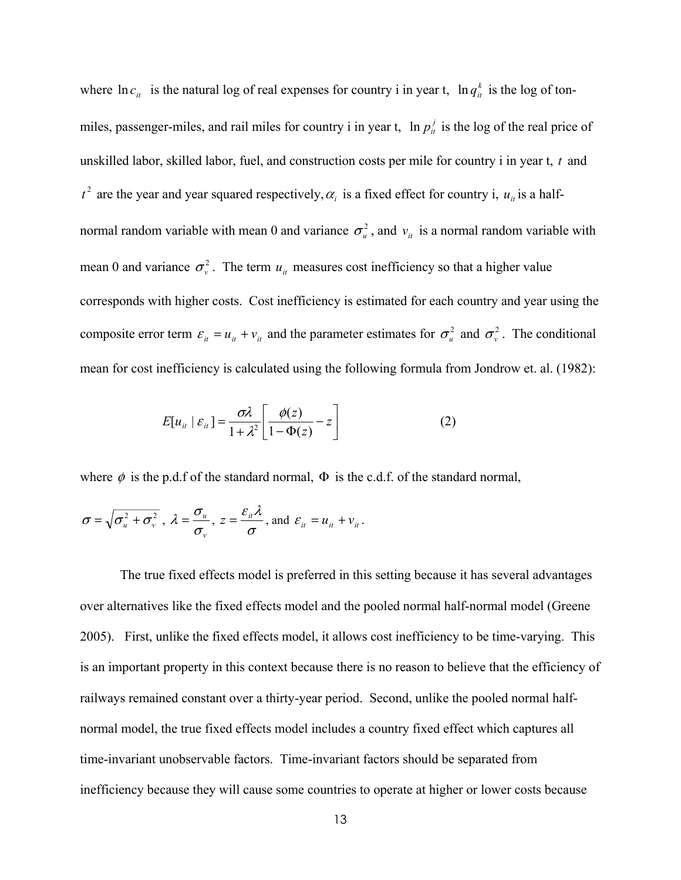where $\ln c_{it}$ is the natural log of real expenses for country i in year t, $\ln q_{it}^k$ is the log of ton-miles, passenger-miles, and rail miles for country i in year t, $\ln p_{it}^j$ is the log of the real price of unskilled labor, skilled labor, fuel, and construction costs per mile for country i in year t, $t$ and $t^2$ are the year and year squared respectively, $\alpha_i$ is a fixed effect for country i, $u_{it}$ is a half-normal random variable with mean 0 and variance $\sigma_u^2$, and $v_{it}$ is a normal random variable with mean 0 and variance $\sigma_v^2$. The term $u_{it}$ measures cost inefficiency so that a higher value corresponds with higher costs. Cost inefficiency is estimated for each country and year using the composite error term $\varepsilon_{it} = u_{it} + v_{it}$ and the parameter estimates for $\sigma_u^2$ and $\sigma_v^2$. The conditional mean for cost inefficiency is calculated using the following formula from Jondrow et. al. (1982):

$$E[u_{it} \mid \varepsilon_{it}] = \frac{\sigma\lambda}{1+\lambda^2}\left[\frac{\phi(z)}{1-\Phi(z)} - z\right] \tag{2}$$

where $\phi$ is the p.d.f of the standard normal, $\Phi$ is the c.d.f. of the standard normal,

$\sigma = \sqrt{\sigma_u^2 + \sigma_v^2}$, $\lambda = \dfrac{\sigma_u}{\sigma_v}$, $z = \dfrac{\varepsilon_{it}\lambda}{\sigma}$, and $\varepsilon_{it} = u_{it} + v_{it}$.

The true fixed effects model is preferred in this setting because it has several advantages over alternatives like the fixed effects model and the pooled normal half-normal model (Greene 2005). First, unlike the fixed effects model, it allows cost inefficiency to be time-varying. This is an important property in this context because there is no reason to believe that the efficiency of railways remained constant over a thirty-year period. Second, unlike the pooled normal half-normal model, the true fixed effects model includes a country fixed effect which captures all time-invariant unobservable factors. Time-invariant factors should be separated from inefficiency because they will cause some countries to operate at higher or lower costs because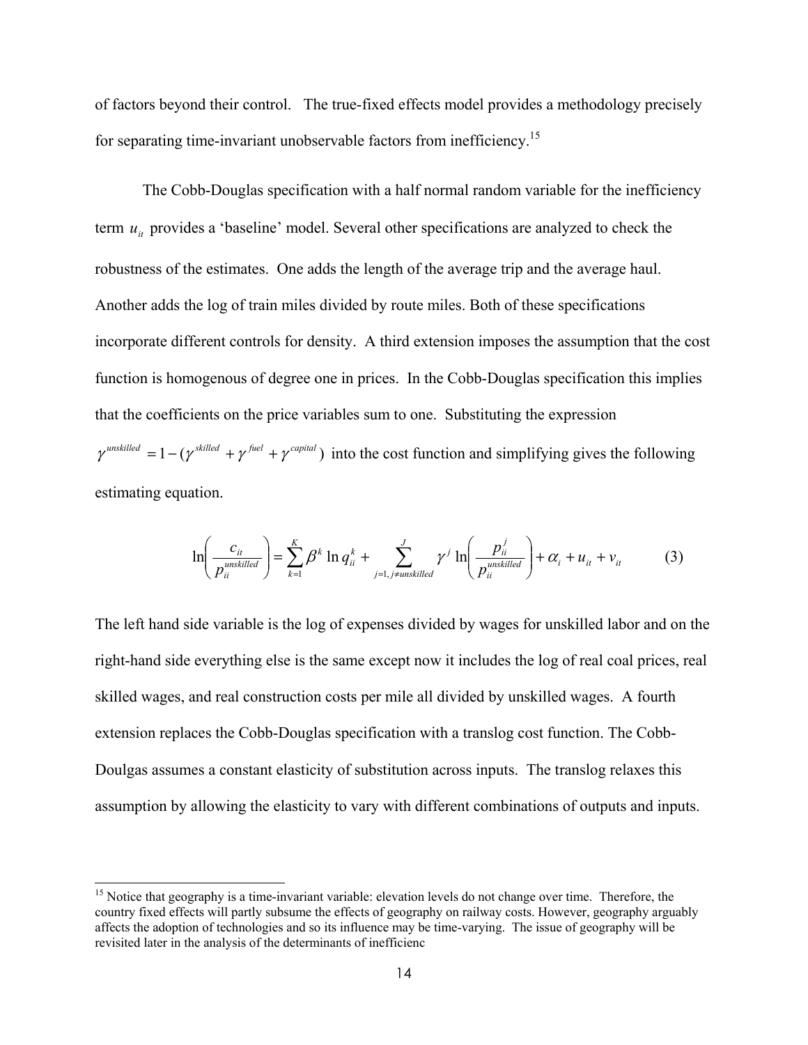of factors beyond their control. The true-fixed effects model provides a methodology precisely for separating time-invariant unobservable factors from inefficiency.[15]

The Cobb-Douglas specification with a half normal random variable for the inefficiency term $u_{it}$ provides a 'baseline' model. Several other specifications are analyzed to check the robustness of the estimates. One adds the length of the average trip and the average haul. Another adds the log of train miles divided by route miles. Both of these specifications incorporate different controls for density. A third extension imposes the assumption that the cost function is homogenous of degree one in prices. In the Cobb-Douglas specification this implies that the coefficients on the price variables sum to one. Substituting the expression $\gamma^{unskilled} = 1 - (\gamma^{skilled} + \gamma^{fuel} + \gamma^{capital})$ into the cost function and simplifying gives the following estimating equation.

$$\ln\left(\frac{c_{it}}{p_{ii}^{unskilled}}\right) = \sum_{k=1}^{K} \beta^k \ln q_{ii}^k + \sum_{j=1,\, j \neq unskilled}^{J} \gamma^j \ln\left(\frac{p_{ii}^j}{p_{ii}^{unskilled}}\right) + \alpha_i + u_{it} + v_{it} \qquad (3)$$

The left hand side variable is the log of expenses divided by wages for unskilled labor and on the right-hand side everything else is the same except now it includes the log of real coal prices, real skilled wages, and real construction costs per mile all divided by unskilled wages. A fourth extension replaces the Cobb-Douglas specification with a translog cost function. The Cobb-Doulgas assumes a constant elasticity of substitution across inputs. The translog relaxes this assumption by allowing the elasticity to vary with different combinations of outputs and inputs.

[15] Notice that geography is a time-invariant variable: elevation levels do not change over time. Therefore, the country fixed effects will partly subsume the effects of geography on railway costs. However, geography arguably affects the adoption of technologies and so its influence may be time-varying. The issue of geography will be revisited later in the analysis of the determinants of inefficienc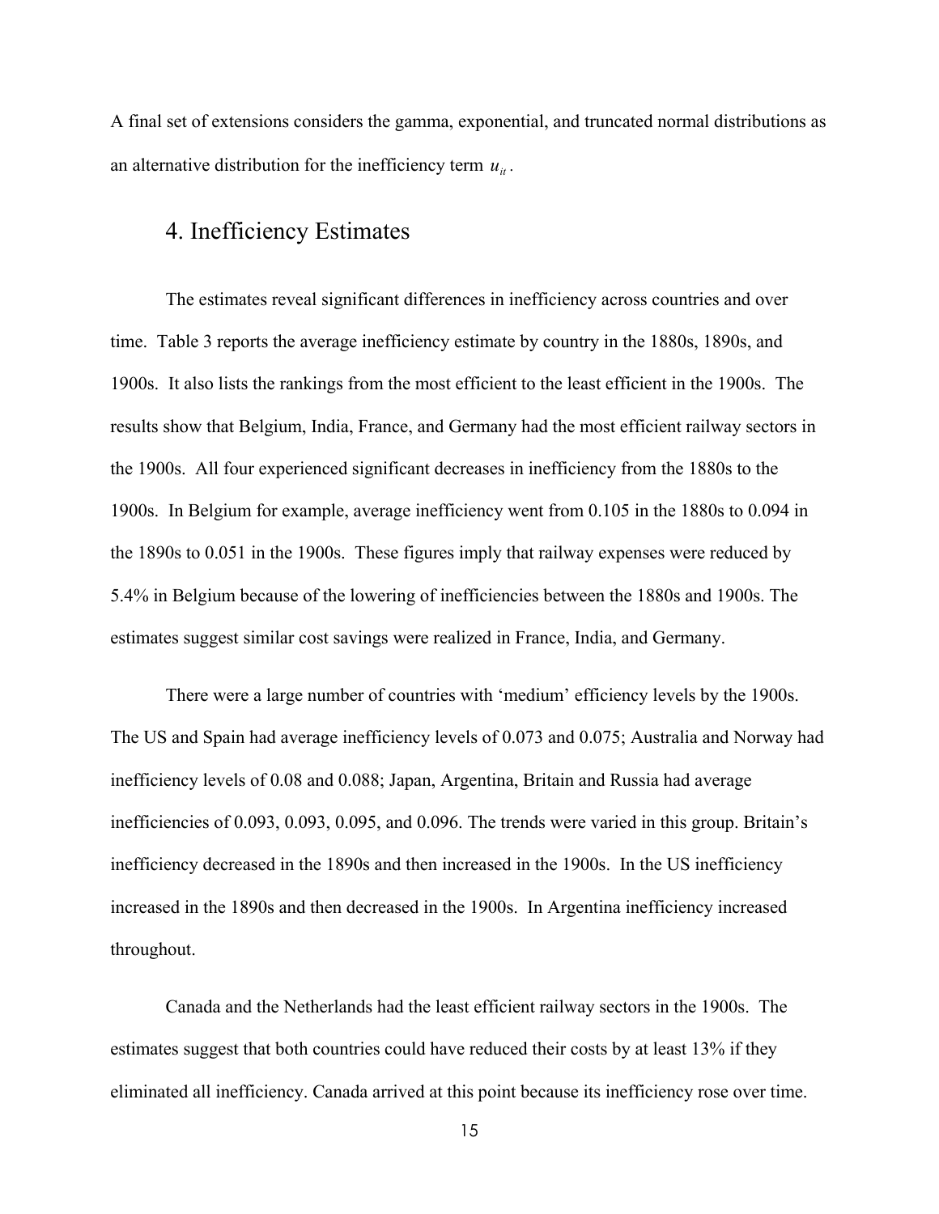A final set of extensions considers the gamma, exponential, and truncated normal distributions as an alternative distribution for the inefficiency term $u_{it}$.

## 4. Inefficiency Estimates

The estimates reveal significant differences in inefficiency across countries and over time. Table 3 reports the average inefficiency estimate by country in the 1880s, 1890s, and 1900s. It also lists the rankings from the most efficient to the least efficient in the 1900s. The results show that Belgium, India, France, and Germany had the most efficient railway sectors in the 1900s. All four experienced significant decreases in inefficiency from the 1880s to the 1900s. In Belgium for example, average inefficiency went from 0.105 in the 1880s to 0.094 in the 1890s to 0.051 in the 1900s. These figures imply that railway expenses were reduced by 5.4% in Belgium because of the lowering of inefficiencies between the 1880s and 1900s. The estimates suggest similar cost savings were realized in France, India, and Germany.

There were a large number of countries with 'medium' efficiency levels by the 1900s. The US and Spain had average inefficiency levels of 0.073 and 0.075; Australia and Norway had inefficiency levels of 0.08 and 0.088; Japan, Argentina, Britain and Russia had average inefficiencies of 0.093, 0.093, 0.095, and 0.096. The trends were varied in this group. Britain's inefficiency decreased in the 1890s and then increased in the 1900s. In the US inefficiency increased in the 1890s and then decreased in the 1900s. In Argentina inefficiency increased throughout.

Canada and the Netherlands had the least efficient railway sectors in the 1900s. The estimates suggest that both countries could have reduced their costs by at least 13% if they eliminated all inefficiency. Canada arrived at this point because its inefficiency rose over time.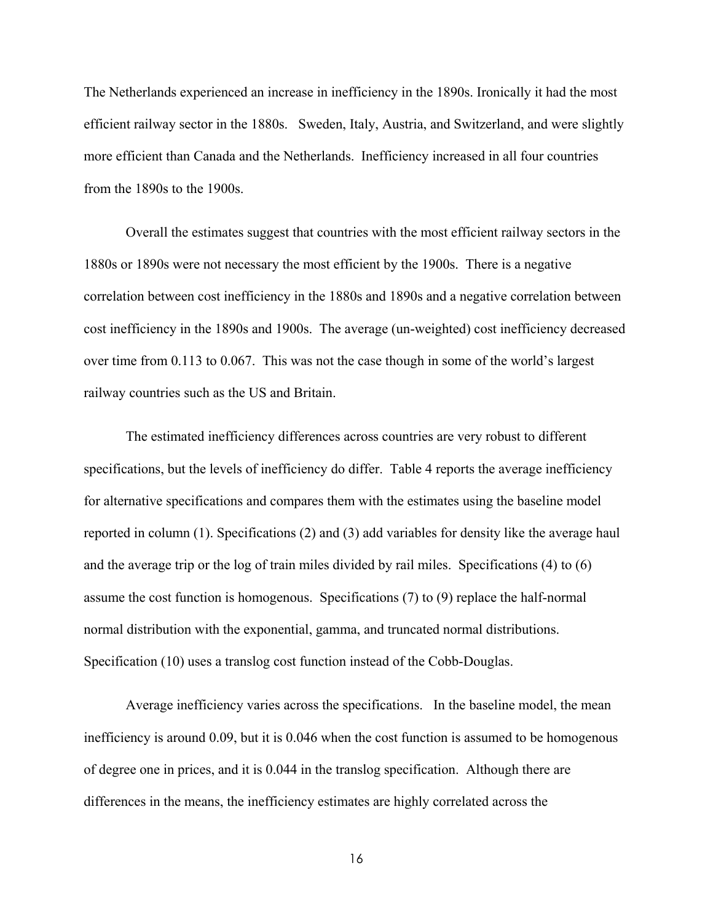The Netherlands experienced an increase in inefficiency in the 1890s. Ironically it had the most efficient railway sector in the 1880s. Sweden, Italy, Austria, and Switzerland, and were slightly more efficient than Canada and the Netherlands. Inefficiency increased in all four countries from the 1890s to the 1900s.

Overall the estimates suggest that countries with the most efficient railway sectors in the 1880s or 1890s were not necessary the most efficient by the 1900s. There is a negative correlation between cost inefficiency in the 1880s and 1890s and a negative correlation between cost inefficiency in the 1890s and 1900s. The average (un-weighted) cost inefficiency decreased over time from 0.113 to 0.067. This was not the case though in some of the world's largest railway countries such as the US and Britain.

The estimated inefficiency differences across countries are very robust to different specifications, but the levels of inefficiency do differ. Table 4 reports the average inefficiency for alternative specifications and compares them with the estimates using the baseline model reported in column (1). Specifications (2) and (3) add variables for density like the average haul and the average trip or the log of train miles divided by rail miles. Specifications (4) to (6) assume the cost function is homogenous. Specifications (7) to (9) replace the half-normal normal distribution with the exponential, gamma, and truncated normal distributions. Specification (10) uses a translog cost function instead of the Cobb-Douglas.

Average inefficiency varies across the specifications. In the baseline model, the mean inefficiency is around 0.09, but it is 0.046 when the cost function is assumed to be homogenous of degree one in prices, and it is 0.044 in the translog specification. Although there are differences in the means, the inefficiency estimates are highly correlated across the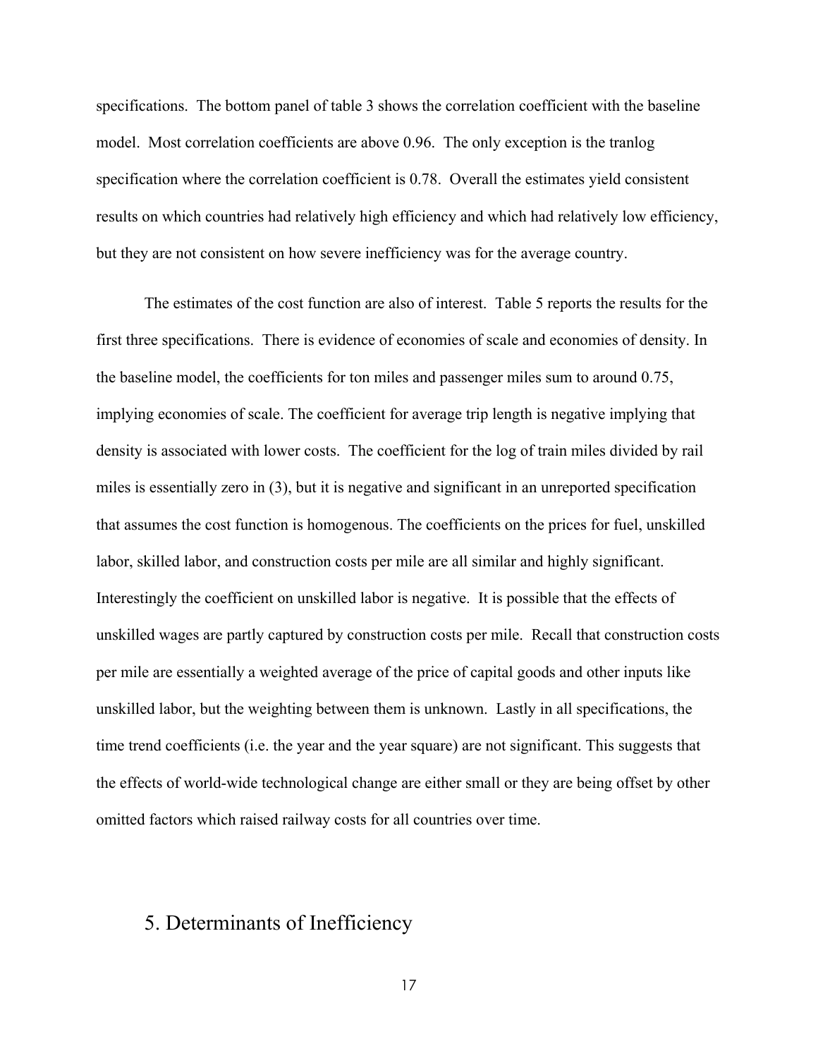specifications. The bottom panel of table 3 shows the correlation coefficient with the baseline model. Most correlation coefficients are above 0.96. The only exception is the tranlog specification where the correlation coefficient is 0.78. Overall the estimates yield consistent results on which countries had relatively high efficiency and which had relatively low efficiency, but they are not consistent on how severe inefficiency was for the average country.

The estimates of the cost function are also of interest. Table 5 reports the results for the first three specifications. There is evidence of economies of scale and economies of density. In the baseline model, the coefficients for ton miles and passenger miles sum to around 0.75, implying economies of scale. The coefficient for average trip length is negative implying that density is associated with lower costs. The coefficient for the log of train miles divided by rail miles is essentially zero in (3), but it is negative and significant in an unreported specification that assumes the cost function is homogenous. The coefficients on the prices for fuel, unskilled labor, skilled labor, and construction costs per mile are all similar and highly significant. Interestingly the coefficient on unskilled labor is negative. It is possible that the effects of unskilled wages are partly captured by construction costs per mile. Recall that construction costs per mile are essentially a weighted average of the price of capital goods and other inputs like unskilled labor, but the weighting between them is unknown. Lastly in all specifications, the time trend coefficients (i.e. the year and the year square) are not significant. This suggests that the effects of world-wide technological change are either small or they are being offset by other omitted factors which raised railway costs for all countries over time.

## 5. Determinants of Inefficiency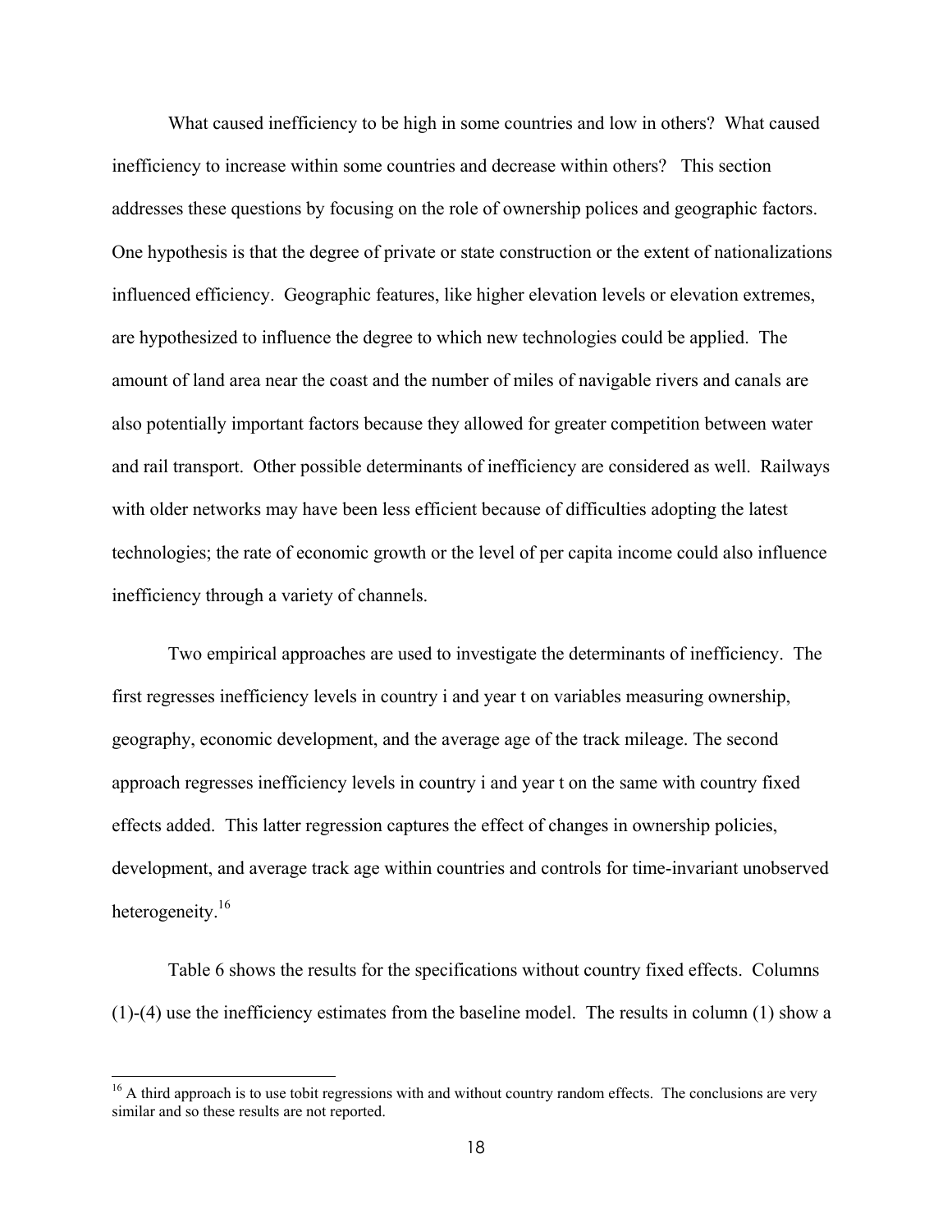What caused inefficiency to be high in some countries and low in others? What caused inefficiency to increase within some countries and decrease within others? This section addresses these questions by focusing on the role of ownership polices and geographic factors. One hypothesis is that the degree of private or state construction or the extent of nationalizations influenced efficiency. Geographic features, like higher elevation levels or elevation extremes, are hypothesized to influence the degree to which new technologies could be applied. The amount of land area near the coast and the number of miles of navigable rivers and canals are also potentially important factors because they allowed for greater competition between water and rail transport. Other possible determinants of inefficiency are considered as well. Railways with older networks may have been less efficient because of difficulties adopting the latest technologies; the rate of economic growth or the level of per capita income could also influence inefficiency through a variety of channels.

Two empirical approaches are used to investigate the determinants of inefficiency. The first regresses inefficiency levels in country i and year t on variables measuring ownership, geography, economic development, and the average age of the track mileage. The second approach regresses inefficiency levels in country i and year t on the same with country fixed effects added. This latter regression captures the effect of changes in ownership policies, development, and average track age within countries and controls for time-invariant unobserved heterogeneity.[16]

Table 6 shows the results for the specifications without country fixed effects. Columns (1)-(4) use the inefficiency estimates from the baseline model. The results in column (1) show a

[16] A third approach is to use tobit regressions with and without country random effects. The conclusions are very similar and so these results are not reported.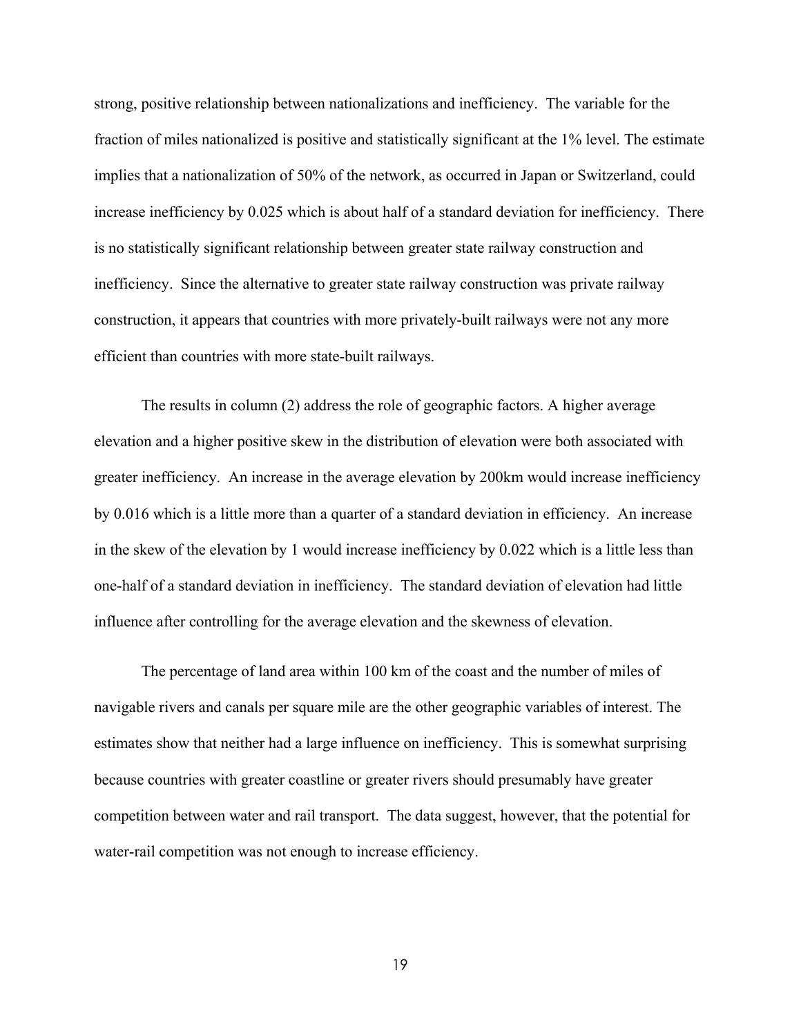strong, positive relationship between nationalizations and inefficiency. The variable for the fraction of miles nationalized is positive and statistically significant at the 1% level. The estimate implies that a nationalization of 50% of the network, as occurred in Japan or Switzerland, could increase inefficiency by 0.025 which is about half of a standard deviation for inefficiency. There is no statistically significant relationship between greater state railway construction and inefficiency. Since the alternative to greater state railway construction was private railway construction, it appears that countries with more privately-built railways were not any more efficient than countries with more state-built railways.

The results in column (2) address the role of geographic factors. A higher average elevation and a higher positive skew in the distribution of elevation were both associated with greater inefficiency. An increase in the average elevation by 200km would increase inefficiency by 0.016 which is a little more than a quarter of a standard deviation in efficiency. An increase in the skew of the elevation by 1 would increase inefficiency by 0.022 which is a little less than one-half of a standard deviation in inefficiency. The standard deviation of elevation had little influence after controlling for the average elevation and the skewness of elevation.

The percentage of land area within 100 km of the coast and the number of miles of navigable rivers and canals per square mile are the other geographic variables of interest. The estimates show that neither had a large influence on inefficiency. This is somewhat surprising because countries with greater coastline or greater rivers should presumably have greater competition between water and rail transport. The data suggest, however, that the potential for water-rail competition was not enough to increase efficiency.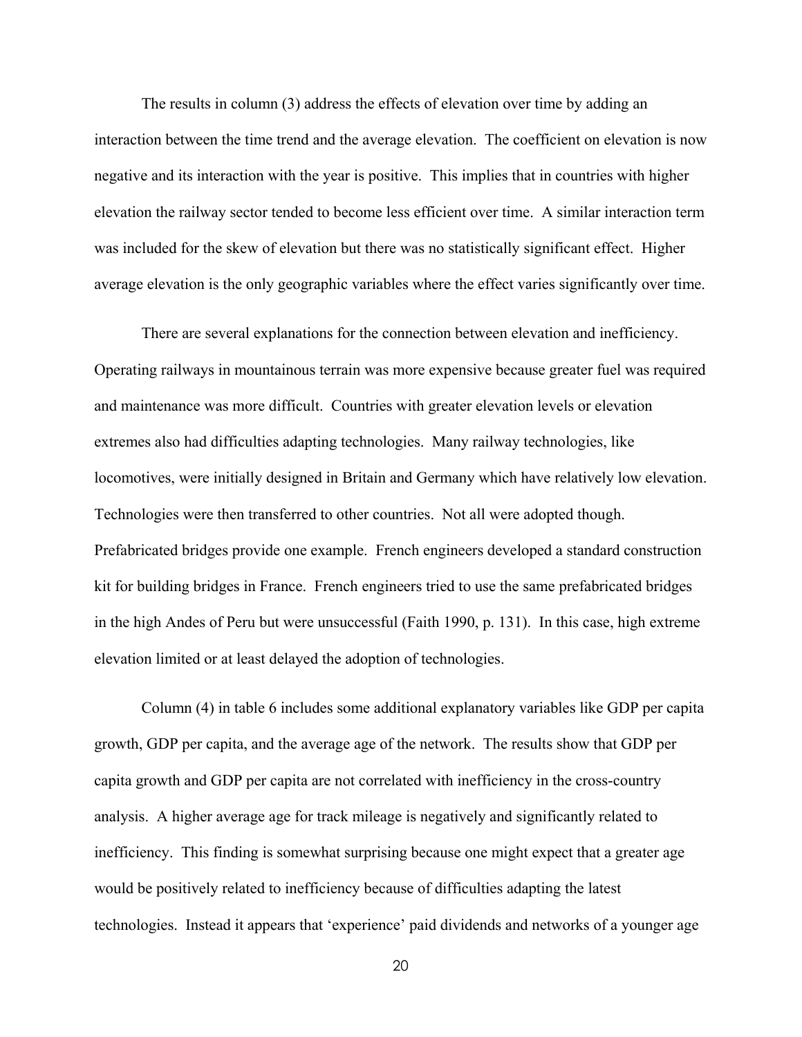The results in column (3) address the effects of elevation over time by adding an interaction between the time trend and the average elevation. The coefficient on elevation is now negative and its interaction with the year is positive. This implies that in countries with higher elevation the railway sector tended to become less efficient over time. A similar interaction term was included for the skew of elevation but there was no statistically significant effect. Higher average elevation is the only geographic variables where the effect varies significantly over time.

There are several explanations for the connection between elevation and inefficiency. Operating railways in mountainous terrain was more expensive because greater fuel was required and maintenance was more difficult. Countries with greater elevation levels or elevation extremes also had difficulties adapting technologies. Many railway technologies, like locomotives, were initially designed in Britain and Germany which have relatively low elevation. Technologies were then transferred to other countries. Not all were adopted though. Prefabricated bridges provide one example. French engineers developed a standard construction kit for building bridges in France. French engineers tried to use the same prefabricated bridges in the high Andes of Peru but were unsuccessful (Faith 1990, p. 131). In this case, high extreme elevation limited or at least delayed the adoption of technologies.

Column (4) in table 6 includes some additional explanatory variables like GDP per capita growth, GDP per capita, and the average age of the network. The results show that GDP per capita growth and GDP per capita are not correlated with inefficiency in the cross-country analysis. A higher average age for track mileage is negatively and significantly related to inefficiency. This finding is somewhat surprising because one might expect that a greater age would be positively related to inefficiency because of difficulties adapting the latest technologies. Instead it appears that 'experience' paid dividends and networks of a younger age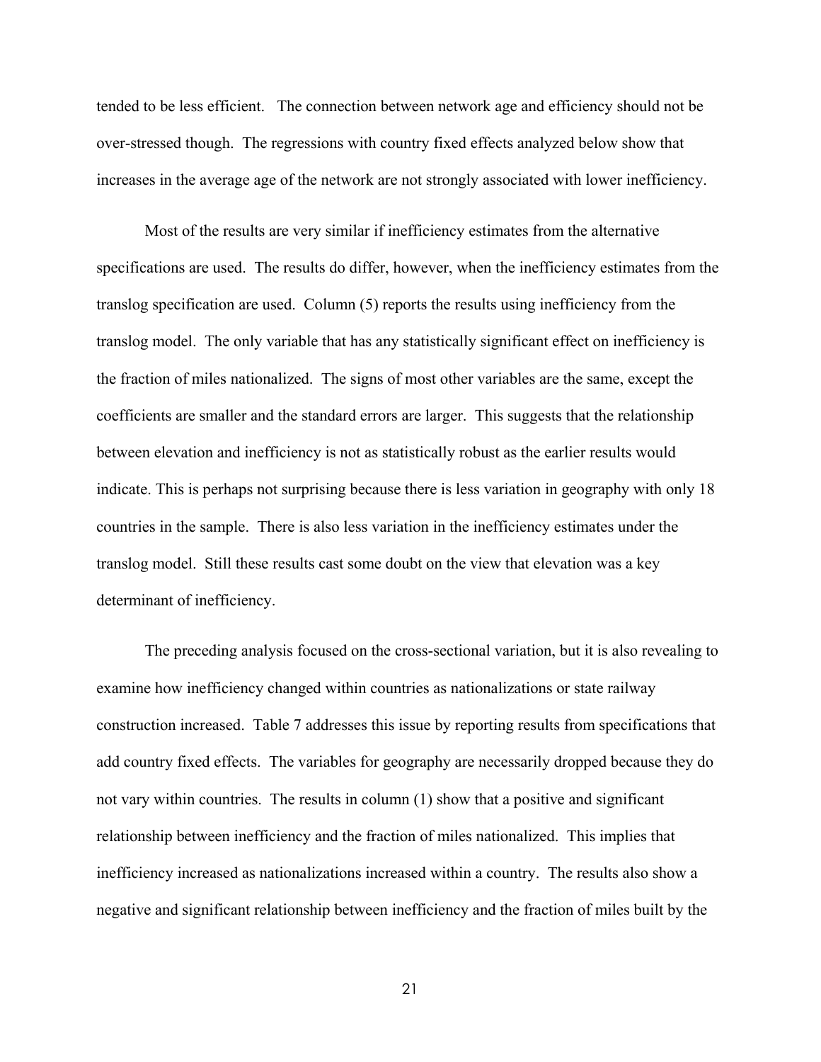tended to be less efficient. The connection between network age and efficiency should not be over-stressed though. The regressions with country fixed effects analyzed below show that increases in the average age of the network are not strongly associated with lower inefficiency.

Most of the results are very similar if inefficiency estimates from the alternative specifications are used. The results do differ, however, when the inefficiency estimates from the translog specification are used. Column (5) reports the results using inefficiency from the translog model. The only variable that has any statistically significant effect on inefficiency is the fraction of miles nationalized. The signs of most other variables are the same, except the coefficients are smaller and the standard errors are larger. This suggests that the relationship between elevation and inefficiency is not as statistically robust as the earlier results would indicate. This is perhaps not surprising because there is less variation in geography with only 18 countries in the sample. There is also less variation in the inefficiency estimates under the translog model. Still these results cast some doubt on the view that elevation was a key determinant of inefficiency.

The preceding analysis focused on the cross-sectional variation, but it is also revealing to examine how inefficiency changed within countries as nationalizations or state railway construction increased. Table 7 addresses this issue by reporting results from specifications that add country fixed effects. The variables for geography are necessarily dropped because they do not vary within countries. The results in column (1) show that a positive and significant relationship between inefficiency and the fraction of miles nationalized. This implies that inefficiency increased as nationalizations increased within a country. The results also show a negative and significant relationship between inefficiency and the fraction of miles built by the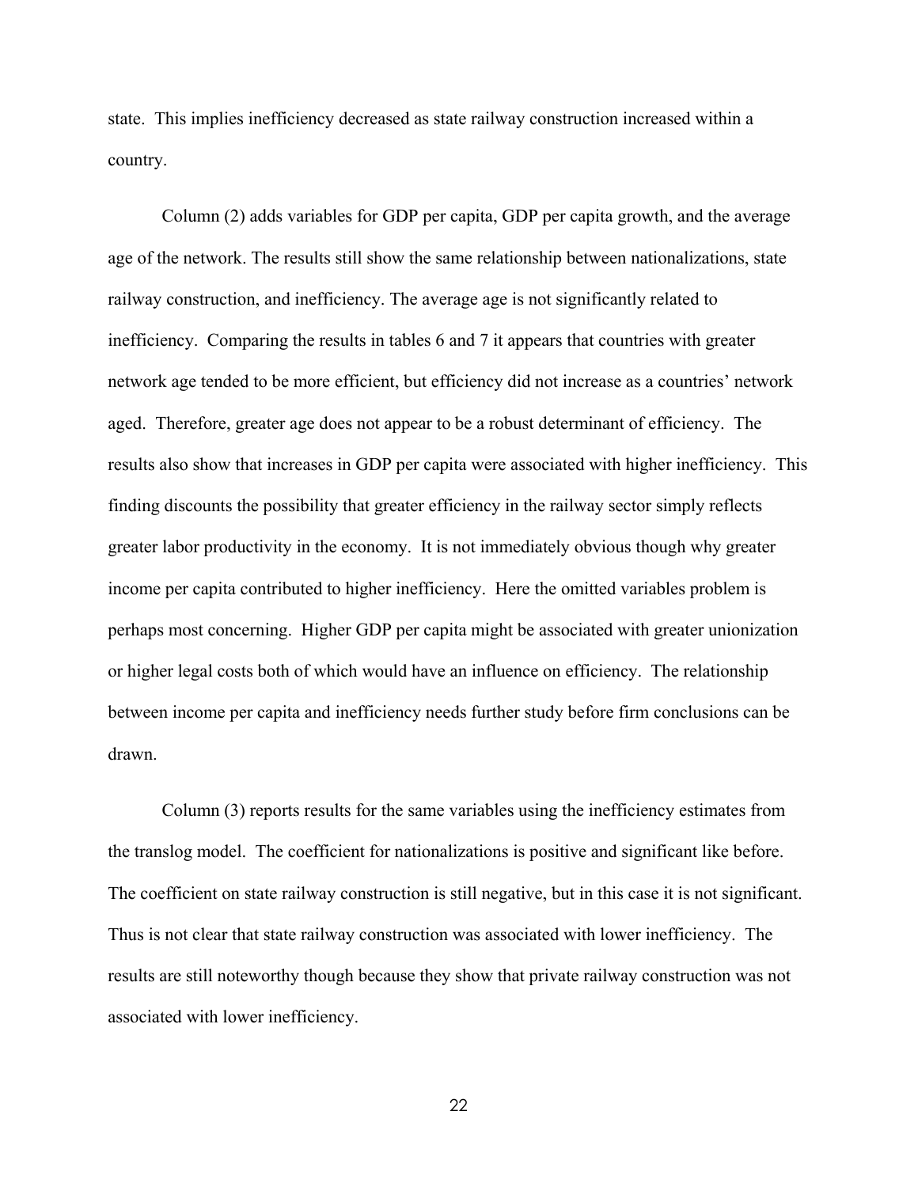state. This implies inefficiency decreased as state railway construction increased within a country.

Column (2) adds variables for GDP per capita, GDP per capita growth, and the average age of the network. The results still show the same relationship between nationalizations, state railway construction, and inefficiency. The average age is not significantly related to inefficiency. Comparing the results in tables 6 and 7 it appears that countries with greater network age tended to be more efficient, but efficiency did not increase as a countries' network aged. Therefore, greater age does not appear to be a robust determinant of efficiency. The results also show that increases in GDP per capita were associated with higher inefficiency. This finding discounts the possibility that greater efficiency in the railway sector simply reflects greater labor productivity in the economy. It is not immediately obvious though why greater income per capita contributed to higher inefficiency. Here the omitted variables problem is perhaps most concerning. Higher GDP per capita might be associated with greater unionization or higher legal costs both of which would have an influence on efficiency. The relationship between income per capita and inefficiency needs further study before firm conclusions can be drawn.

Column (3) reports results for the same variables using the inefficiency estimates from the translog model. The coefficient for nationalizations is positive and significant like before. The coefficient on state railway construction is still negative, but in this case it is not significant. Thus is not clear that state railway construction was associated with lower inefficiency. The results are still noteworthy though because they show that private railway construction was not associated with lower inefficiency.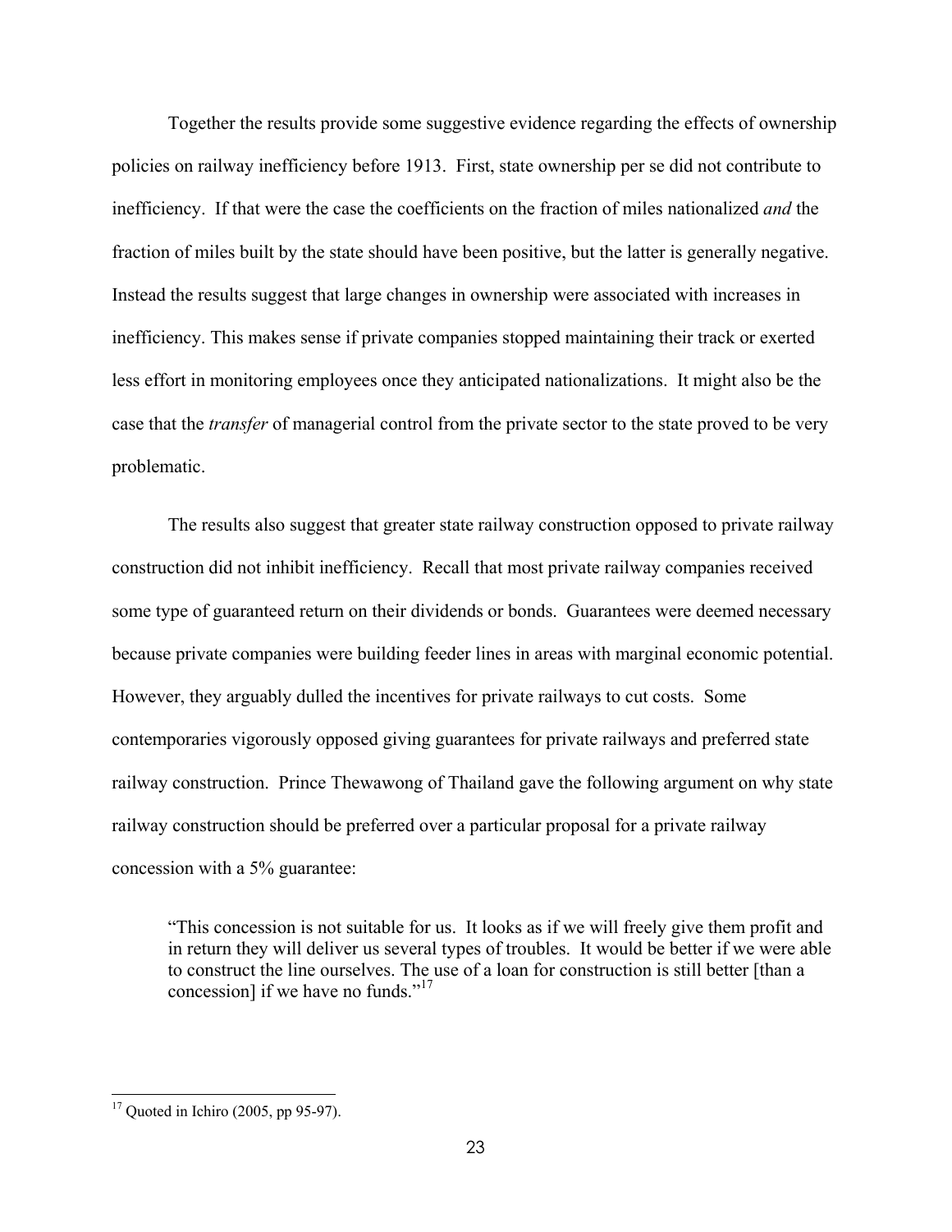Together the results provide some suggestive evidence regarding the effects of ownership policies on railway inefficiency before 1913. First, state ownership per se did not contribute to inefficiency. If that were the case the coefficients on the fraction of miles nationalized *and* the fraction of miles built by the state should have been positive, but the latter is generally negative. Instead the results suggest that large changes in ownership were associated with increases in inefficiency. This makes sense if private companies stopped maintaining their track or exerted less effort in monitoring employees once they anticipated nationalizations. It might also be the case that the *transfer* of managerial control from the private sector to the state proved to be very problematic.

The results also suggest that greater state railway construction opposed to private railway construction did not inhibit inefficiency. Recall that most private railway companies received some type of guaranteed return on their dividends or bonds. Guarantees were deemed necessary because private companies were building feeder lines in areas with marginal economic potential. However, they arguably dulled the incentives for private railways to cut costs. Some contemporaries vigorously opposed giving guarantees for private railways and preferred state railway construction. Prince Thewawong of Thailand gave the following argument on why state railway construction should be preferred over a particular proposal for a private railway concession with a 5% guarantee:

> "This concession is not suitable for us. It looks as if we will freely give them profit and in return they will deliver us several types of troubles. It would be better if we were able to construct the line ourselves. The use of a loan for construction is still better [than a concession] if we have no funds."[17]

---

[17] Quoted in Ichiro (2005, pp 95-97).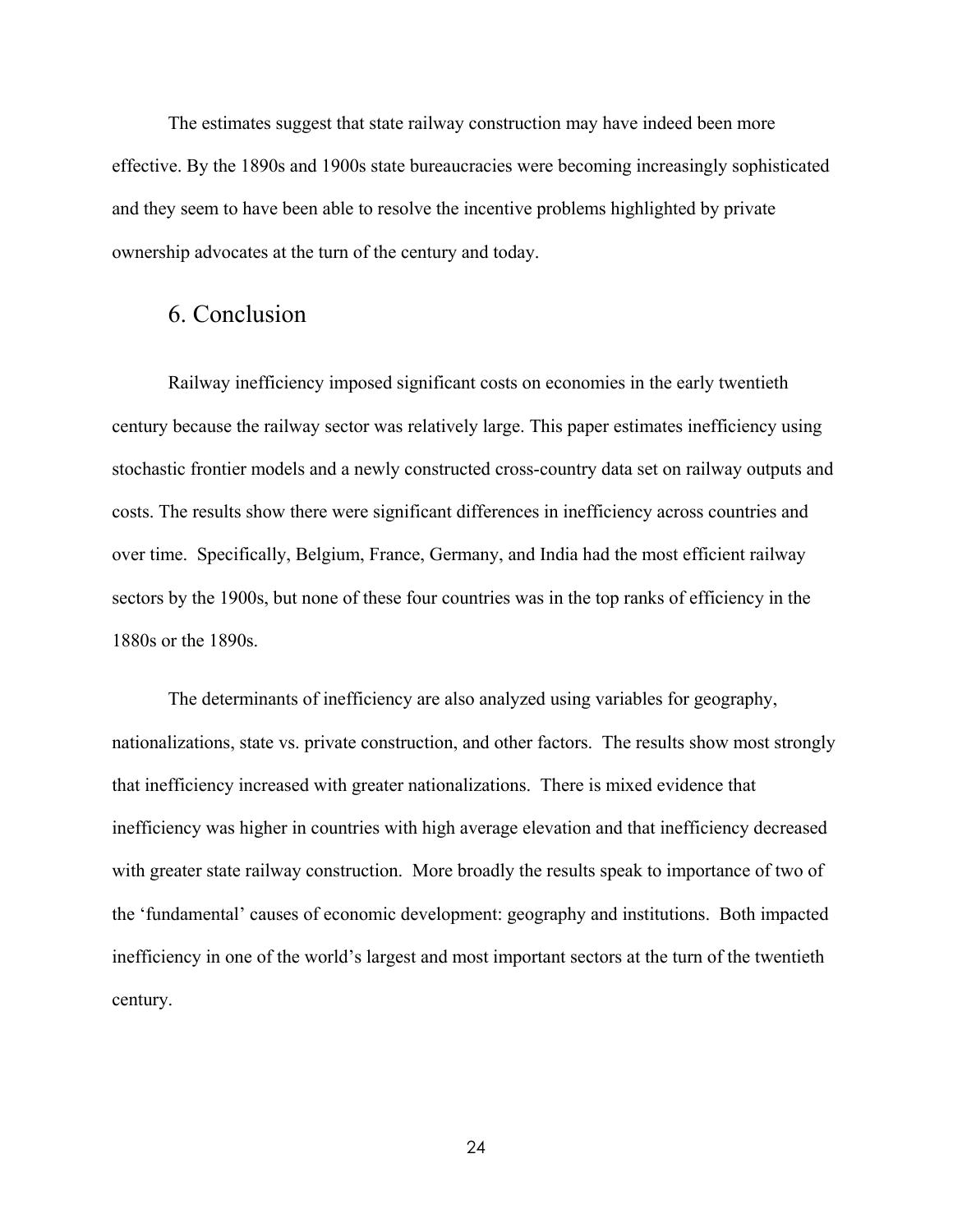The estimates suggest that state railway construction may have indeed been more effective. By the 1890s and 1900s state bureaucracies were becoming increasingly sophisticated and they seem to have been able to resolve the incentive problems highlighted by private ownership advocates at the turn of the century and today.

## 6. Conclusion

Railway inefficiency imposed significant costs on economies in the early twentieth century because the railway sector was relatively large. This paper estimates inefficiency using stochastic frontier models and a newly constructed cross-country data set on railway outputs and costs. The results show there were significant differences in inefficiency across countries and over time. Specifically, Belgium, France, Germany, and India had the most efficient railway sectors by the 1900s, but none of these four countries was in the top ranks of efficiency in the 1880s or the 1890s.

The determinants of inefficiency are also analyzed using variables for geography, nationalizations, state vs. private construction, and other factors. The results show most strongly that inefficiency increased with greater nationalizations. There is mixed evidence that inefficiency was higher in countries with high average elevation and that inefficiency decreased with greater state railway construction. More broadly the results speak to importance of two of the 'fundamental' causes of economic development: geography and institutions. Both impacted inefficiency in one of the world's largest and most important sectors at the turn of the twentieth century.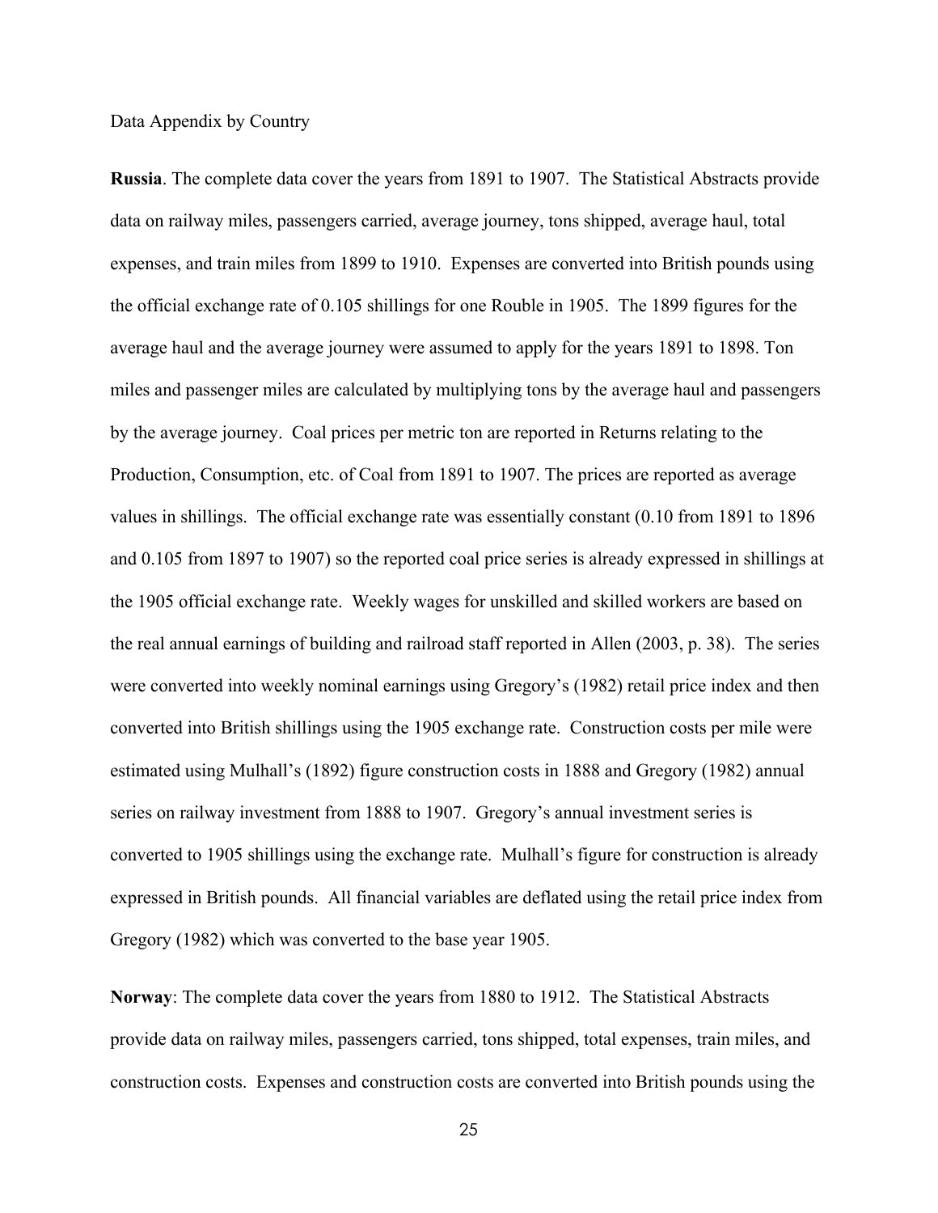Data Appendix by Country

**Russia**. The complete data cover the years from 1891 to 1907. The Statistical Abstracts provide data on railway miles, passengers carried, average journey, tons shipped, average haul, total expenses, and train miles from 1899 to 1910. Expenses are converted into British pounds using the official exchange rate of 0.105 shillings for one Rouble in 1905. The 1899 figures for the average haul and the average journey were assumed to apply for the years 1891 to 1898. Ton miles and passenger miles are calculated by multiplying tons by the average haul and passengers by the average journey. Coal prices per metric ton are reported in Returns relating to the Production, Consumption, etc. of Coal from 1891 to 1907. The prices are reported as average values in shillings. The official exchange rate was essentially constant (0.10 from 1891 to 1896 and 0.105 from 1897 to 1907) so the reported coal price series is already expressed in shillings at the 1905 official exchange rate. Weekly wages for unskilled and skilled workers are based on the real annual earnings of building and railroad staff reported in Allen (2003, p. 38). The series were converted into weekly nominal earnings using Gregory's (1982) retail price index and then converted into British shillings using the 1905 exchange rate. Construction costs per mile were estimated using Mulhall's (1892) figure construction costs in 1888 and Gregory (1982) annual series on railway investment from 1888 to 1907. Gregory's annual investment series is converted to 1905 shillings using the exchange rate. Mulhall's figure for construction is already expressed in British pounds. All financial variables are deflated using the retail price index from Gregory (1982) which was converted to the base year 1905.

**Norway**: The complete data cover the years from 1880 to 1912. The Statistical Abstracts provide data on railway miles, passengers carried, tons shipped, total expenses, train miles, and construction costs. Expenses and construction costs are converted into British pounds using the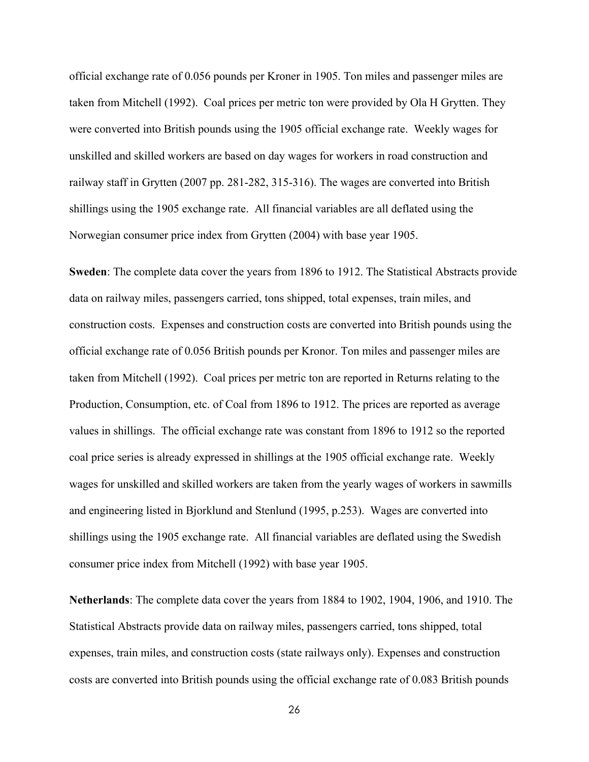official exchange rate of 0.056 pounds per Kroner in 1905. Ton miles and passenger miles are taken from Mitchell (1992). Coal prices per metric ton were provided by Ola H Grytten. They were converted into British pounds using the 1905 official exchange rate. Weekly wages for unskilled and skilled workers are based on day wages for workers in road construction and railway staff in Grytten (2007 pp. 281-282, 315-316). The wages are converted into British shillings using the 1905 exchange rate. All financial variables are all deflated using the Norwegian consumer price index from Grytten (2004) with base year 1905.

**Sweden**: The complete data cover the years from 1896 to 1912. The Statistical Abstracts provide data on railway miles, passengers carried, tons shipped, total expenses, train miles, and construction costs. Expenses and construction costs are converted into British pounds using the official exchange rate of 0.056 British pounds per Kronor. Ton miles and passenger miles are taken from Mitchell (1992). Coal prices per metric ton are reported in Returns relating to the Production, Consumption, etc. of Coal from 1896 to 1912. The prices are reported as average values in shillings. The official exchange rate was constant from 1896 to 1912 so the reported coal price series is already expressed in shillings at the 1905 official exchange rate. Weekly wages for unskilled and skilled workers are taken from the yearly wages of workers in sawmills and engineering listed in Bjorklund and Stenlund (1995, p.253). Wages are converted into shillings using the 1905 exchange rate. All financial variables are deflated using the Swedish consumer price index from Mitchell (1992) with base year 1905.

**Netherlands**: The complete data cover the years from 1884 to 1902, 1904, 1906, and 1910. The Statistical Abstracts provide data on railway miles, passengers carried, tons shipped, total expenses, train miles, and construction costs (state railways only). Expenses and construction costs are converted into British pounds using the official exchange rate of 0.083 British pounds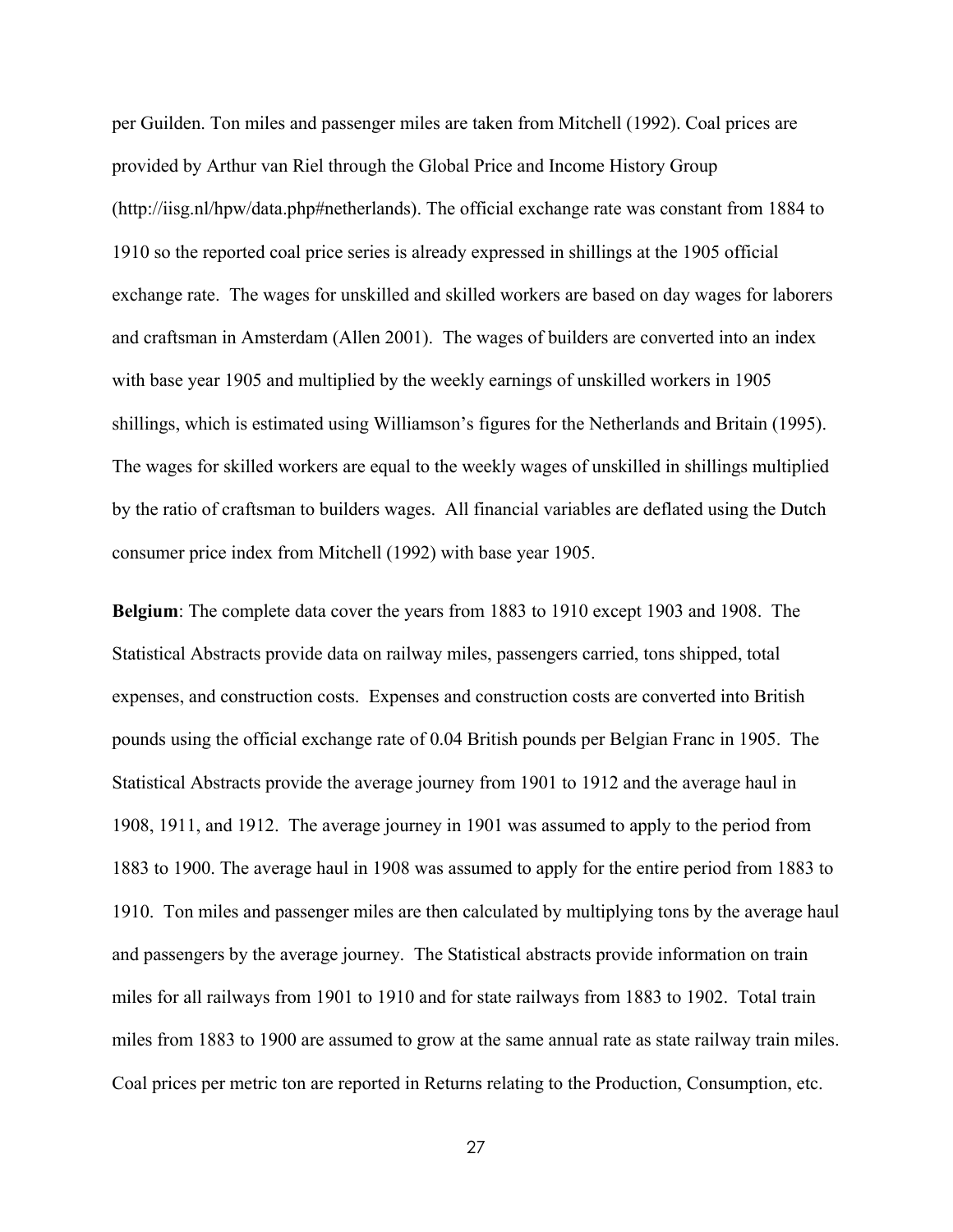per Guilden. Ton miles and passenger miles are taken from Mitchell (1992). Coal prices are provided by Arthur van Riel through the Global Price and Income History Group (http://iisg.nl/hpw/data.php#netherlands). The official exchange rate was constant from 1884 to 1910 so the reported coal price series is already expressed in shillings at the 1905 official exchange rate. The wages for unskilled and skilled workers are based on day wages for laborers and craftsman in Amsterdam (Allen 2001). The wages of builders are converted into an index with base year 1905 and multiplied by the weekly earnings of unskilled workers in 1905 shillings, which is estimated using Williamson's figures for the Netherlands and Britain (1995). The wages for skilled workers are equal to the weekly wages of unskilled in shillings multiplied by the ratio of craftsman to builders wages. All financial variables are deflated using the Dutch consumer price index from Mitchell (1992) with base year 1905.

**Belgium**: The complete data cover the years from 1883 to 1910 except 1903 and 1908. The Statistical Abstracts provide data on railway miles, passengers carried, tons shipped, total expenses, and construction costs. Expenses and construction costs are converted into British pounds using the official exchange rate of 0.04 British pounds per Belgian Franc in 1905. The Statistical Abstracts provide the average journey from 1901 to 1912 and the average haul in 1908, 1911, and 1912. The average journey in 1901 was assumed to apply to the period from 1883 to 1900. The average haul in 1908 was assumed to apply for the entire period from 1883 to 1910. Ton miles and passenger miles are then calculated by multiplying tons by the average haul and passengers by the average journey. The Statistical abstracts provide information on train miles for all railways from 1901 to 1910 and for state railways from 1883 to 1902. Total train miles from 1883 to 1900 are assumed to grow at the same annual rate as state railway train miles. Coal prices per metric ton are reported in Returns relating to the Production, Consumption, etc.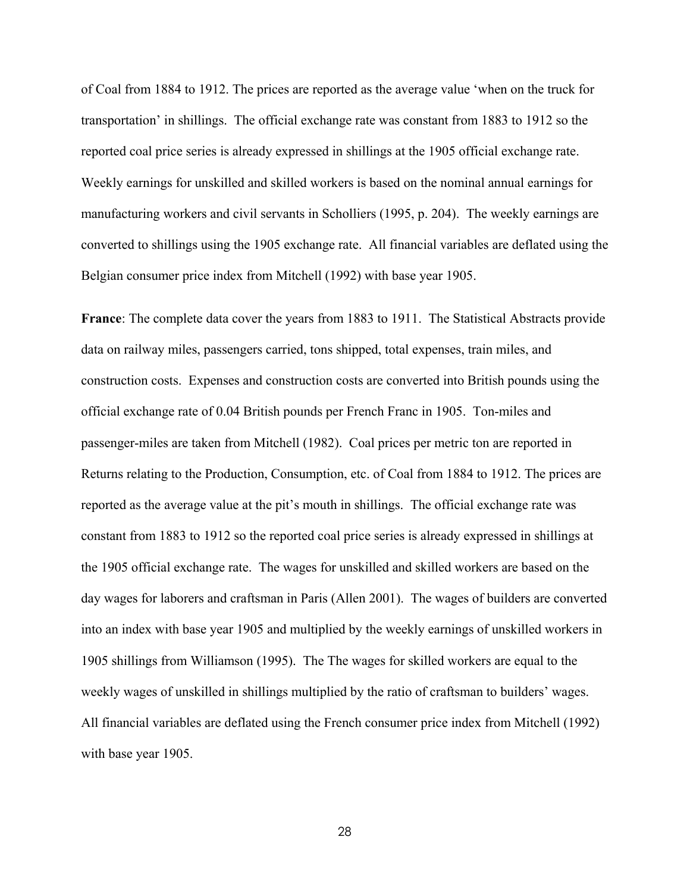of Coal from 1884 to 1912. The prices are reported as the average value 'when on the truck for transportation' in shillings. The official exchange rate was constant from 1883 to 1912 so the reported coal price series is already expressed in shillings at the 1905 official exchange rate. Weekly earnings for unskilled and skilled workers is based on the nominal annual earnings for manufacturing workers and civil servants in Scholliers (1995, p. 204). The weekly earnings are converted to shillings using the 1905 exchange rate. All financial variables are deflated using the Belgian consumer price index from Mitchell (1992) with base year 1905.

**France**: The complete data cover the years from 1883 to 1911. The Statistical Abstracts provide data on railway miles, passengers carried, tons shipped, total expenses, train miles, and construction costs. Expenses and construction costs are converted into British pounds using the official exchange rate of 0.04 British pounds per French Franc in 1905. Ton-miles and passenger-miles are taken from Mitchell (1982). Coal prices per metric ton are reported in Returns relating to the Production, Consumption, etc. of Coal from 1884 to 1912. The prices are reported as the average value at the pit's mouth in shillings. The official exchange rate was constant from 1883 to 1912 so the reported coal price series is already expressed in shillings at the 1905 official exchange rate. The wages for unskilled and skilled workers are based on the day wages for laborers and craftsman in Paris (Allen 2001). The wages of builders are converted into an index with base year 1905 and multiplied by the weekly earnings of unskilled workers in 1905 shillings from Williamson (1995). The The wages for skilled workers are equal to the weekly wages of unskilled in shillings multiplied by the ratio of craftsman to builders' wages. All financial variables are deflated using the French consumer price index from Mitchell (1992) with base year 1905.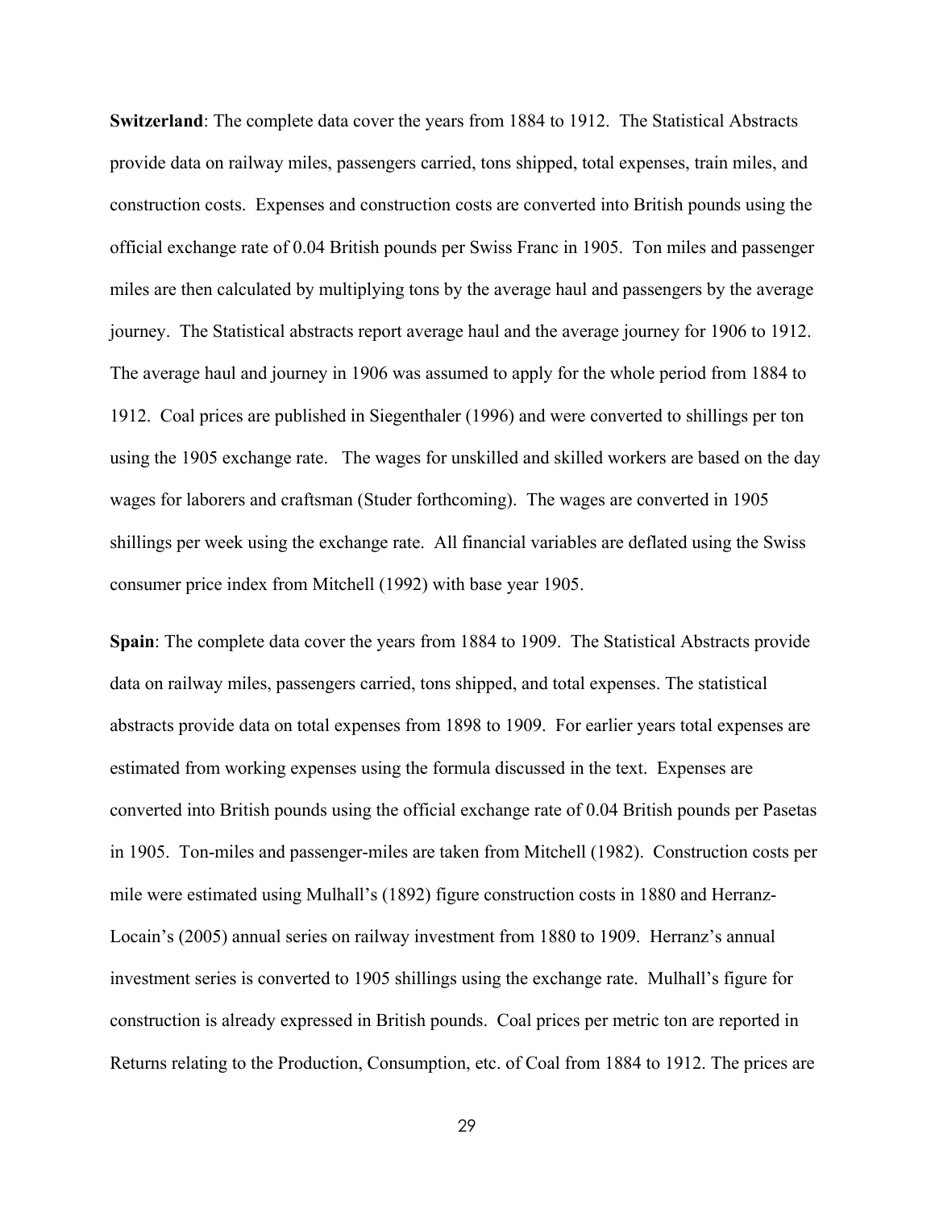**Switzerland**: The complete data cover the years from 1884 to 1912. The Statistical Abstracts provide data on railway miles, passengers carried, tons shipped, total expenses, train miles, and construction costs. Expenses and construction costs are converted into British pounds using the official exchange rate of 0.04 British pounds per Swiss Franc in 1905. Ton miles and passenger miles are then calculated by multiplying tons by the average haul and passengers by the average journey. The Statistical abstracts report average haul and the average journey for 1906 to 1912. The average haul and journey in 1906 was assumed to apply for the whole period from 1884 to 1912. Coal prices are published in Siegenthaler (1996) and were converted to shillings per ton using the 1905 exchange rate. The wages for unskilled and skilled workers are based on the day wages for laborers and craftsman (Studer forthcoming). The wages are converted in 1905 shillings per week using the exchange rate. All financial variables are deflated using the Swiss consumer price index from Mitchell (1992) with base year 1905.

**Spain**: The complete data cover the years from 1884 to 1909. The Statistical Abstracts provide data on railway miles, passengers carried, tons shipped, and total expenses. The statistical abstracts provide data on total expenses from 1898 to 1909. For earlier years total expenses are estimated from working expenses using the formula discussed in the text. Expenses are converted into British pounds using the official exchange rate of 0.04 British pounds per Pasetas in 1905. Ton-miles and passenger-miles are taken from Mitchell (1982). Construction costs per mile were estimated using Mulhall's (1892) figure construction costs in 1880 and Herranz-Locain's (2005) annual series on railway investment from 1880 to 1909. Herranz's annual investment series is converted to 1905 shillings using the exchange rate. Mulhall's figure for construction is already expressed in British pounds. Coal prices per metric ton are reported in Returns relating to the Production, Consumption, etc. of Coal from 1884 to 1912. The prices are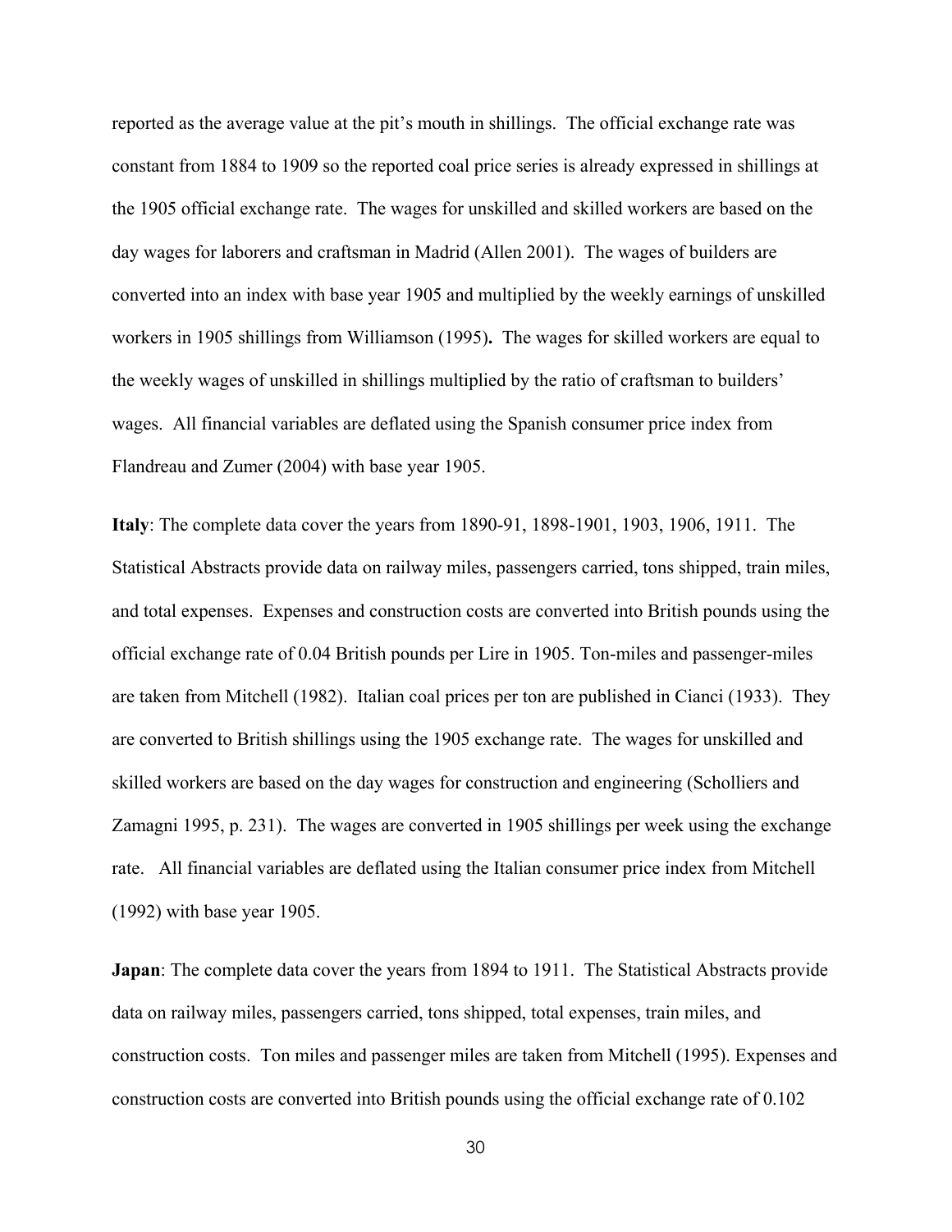reported as the average value at the pit's mouth in shillings. The official exchange rate was constant from 1884 to 1909 so the reported coal price series is already expressed in shillings at the 1905 official exchange rate. The wages for unskilled and skilled workers are based on the day wages for laborers and craftsman in Madrid (Allen 2001). The wages of builders are converted into an index with base year 1905 and multiplied by the weekly earnings of unskilled workers in 1905 shillings from Williamson (1995)**.** The wages for skilled workers are equal to the weekly wages of unskilled in shillings multiplied by the ratio of craftsman to builders' wages. All financial variables are deflated using the Spanish consumer price index from Flandreau and Zumer (2004) with base year 1905.

**Italy**: The complete data cover the years from 1890-91, 1898-1901, 1903, 1906, 1911. The Statistical Abstracts provide data on railway miles, passengers carried, tons shipped, train miles, and total expenses. Expenses and construction costs are converted into British pounds using the official exchange rate of 0.04 British pounds per Lire in 1905. Ton-miles and passenger-miles are taken from Mitchell (1982). Italian coal prices per ton are published in Cianci (1933). They are converted to British shillings using the 1905 exchange rate. The wages for unskilled and skilled workers are based on the day wages for construction and engineering (Scholliers and Zamagni 1995, p. 231). The wages are converted in 1905 shillings per week using the exchange rate. All financial variables are deflated using the Italian consumer price index from Mitchell (1992) with base year 1905.

**Japan**: The complete data cover the years from 1894 to 1911. The Statistical Abstracts provide data on railway miles, passengers carried, tons shipped, total expenses, train miles, and construction costs. Ton miles and passenger miles are taken from Mitchell (1995). Expenses and construction costs are converted into British pounds using the official exchange rate of 0.102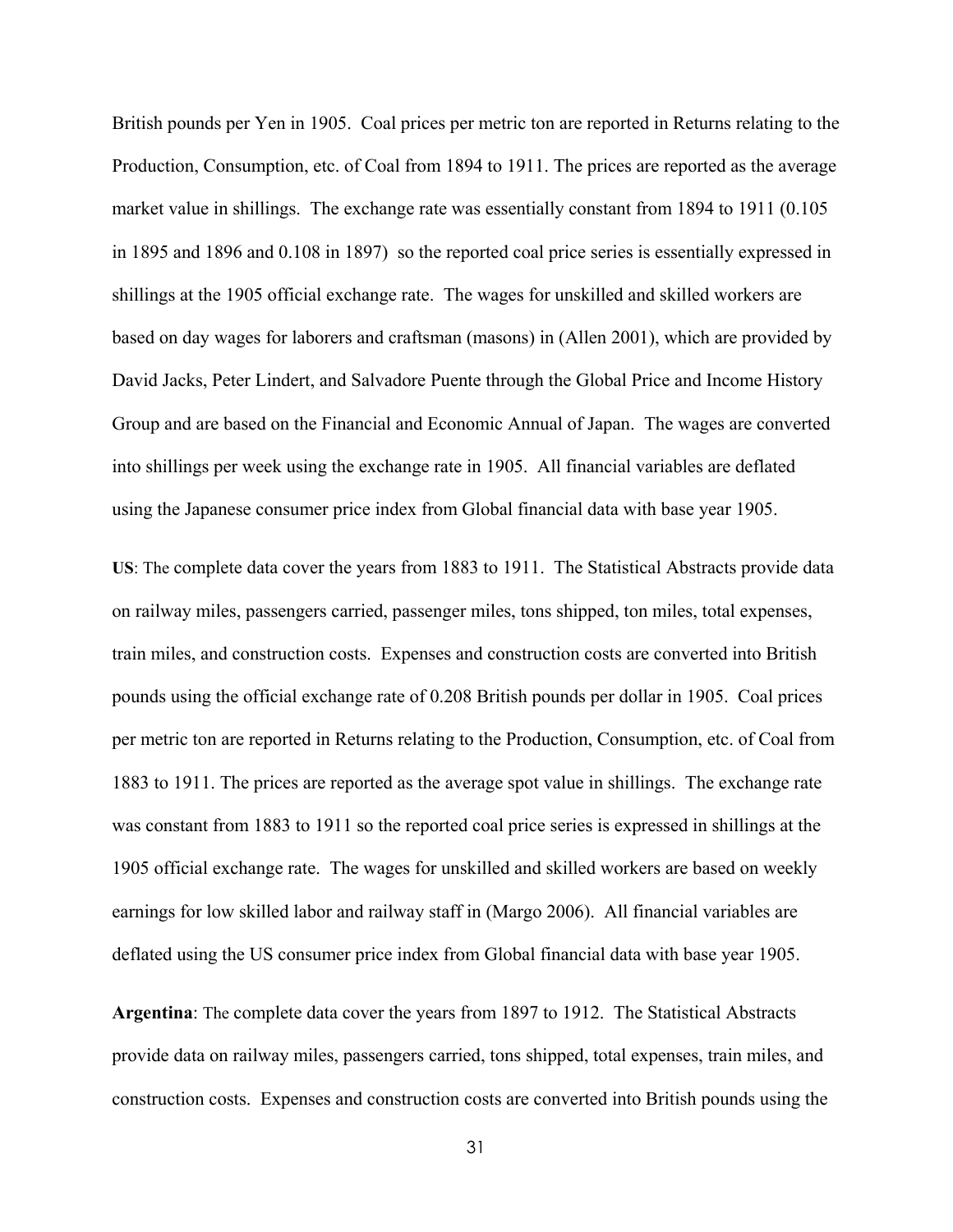British pounds per Yen in 1905. Coal prices per metric ton are reported in Returns relating to the Production, Consumption, etc. of Coal from 1894 to 1911. The prices are reported as the average market value in shillings. The exchange rate was essentially constant from 1894 to 1911 (0.105 in 1895 and 1896 and 0.108 in 1897) so the reported coal price series is essentially expressed in shillings at the 1905 official exchange rate. The wages for unskilled and skilled workers are based on day wages for laborers and craftsman (masons) in (Allen 2001), which are provided by David Jacks, Peter Lindert, and Salvadore Puente through the Global Price and Income History Group and are based on the Financial and Economic Annual of Japan. The wages are converted into shillings per week using the exchange rate in 1905. All financial variables are deflated using the Japanese consumer price index from Global financial data with base year 1905.

**US**: The complete data cover the years from 1883 to 1911. The Statistical Abstracts provide data on railway miles, passengers carried, passenger miles, tons shipped, ton miles, total expenses, train miles, and construction costs. Expenses and construction costs are converted into British pounds using the official exchange rate of 0.208 British pounds per dollar in 1905. Coal prices per metric ton are reported in Returns relating to the Production, Consumption, etc. of Coal from 1883 to 1911. The prices are reported as the average spot value in shillings. The exchange rate was constant from 1883 to 1911 so the reported coal price series is expressed in shillings at the 1905 official exchange rate. The wages for unskilled and skilled workers are based on weekly earnings for low skilled labor and railway staff in (Margo 2006). All financial variables are deflated using the US consumer price index from Global financial data with base year 1905.

**Argentina**: The complete data cover the years from 1897 to 1912. The Statistical Abstracts provide data on railway miles, passengers carried, tons shipped, total expenses, train miles, and construction costs. Expenses and construction costs are converted into British pounds using the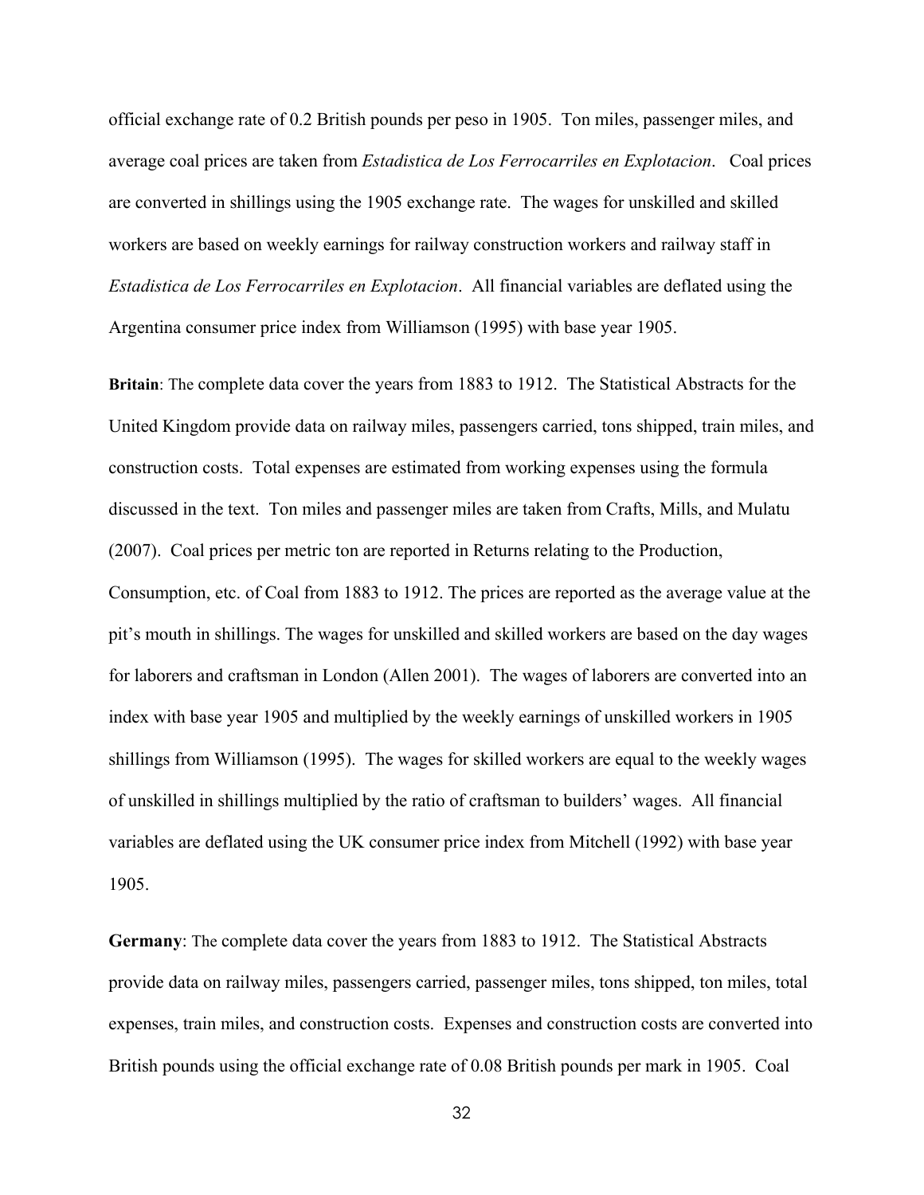official exchange rate of 0.2 British pounds per peso in 1905. Ton miles, passenger miles, and average coal prices are taken from *Estadistica de Los Ferrocarriles en Explotacion*. Coal prices are converted in shillings using the 1905 exchange rate. The wages for unskilled and skilled workers are based on weekly earnings for railway construction workers and railway staff in *Estadistica de Los Ferrocarriles en Explotacion*. All financial variables are deflated using the Argentina consumer price index from Williamson (1995) with base year 1905.

**Britain**: The complete data cover the years from 1883 to 1912. The Statistical Abstracts for the United Kingdom provide data on railway miles, passengers carried, tons shipped, train miles, and construction costs. Total expenses are estimated from working expenses using the formula discussed in the text. Ton miles and passenger miles are taken from Crafts, Mills, and Mulatu (2007). Coal prices per metric ton are reported in Returns relating to the Production, Consumption, etc. of Coal from 1883 to 1912. The prices are reported as the average value at the pit's mouth in shillings. The wages for unskilled and skilled workers are based on the day wages for laborers and craftsman in London (Allen 2001). The wages of laborers are converted into an index with base year 1905 and multiplied by the weekly earnings of unskilled workers in 1905 shillings from Williamson (1995). The wages for skilled workers are equal to the weekly wages of unskilled in shillings multiplied by the ratio of craftsman to builders' wages. All financial variables are deflated using the UK consumer price index from Mitchell (1992) with base year 1905.

**Germany**: The complete data cover the years from 1883 to 1912. The Statistical Abstracts provide data on railway miles, passengers carried, passenger miles, tons shipped, ton miles, total expenses, train miles, and construction costs. Expenses and construction costs are converted into British pounds using the official exchange rate of 0.08 British pounds per mark in 1905. Coal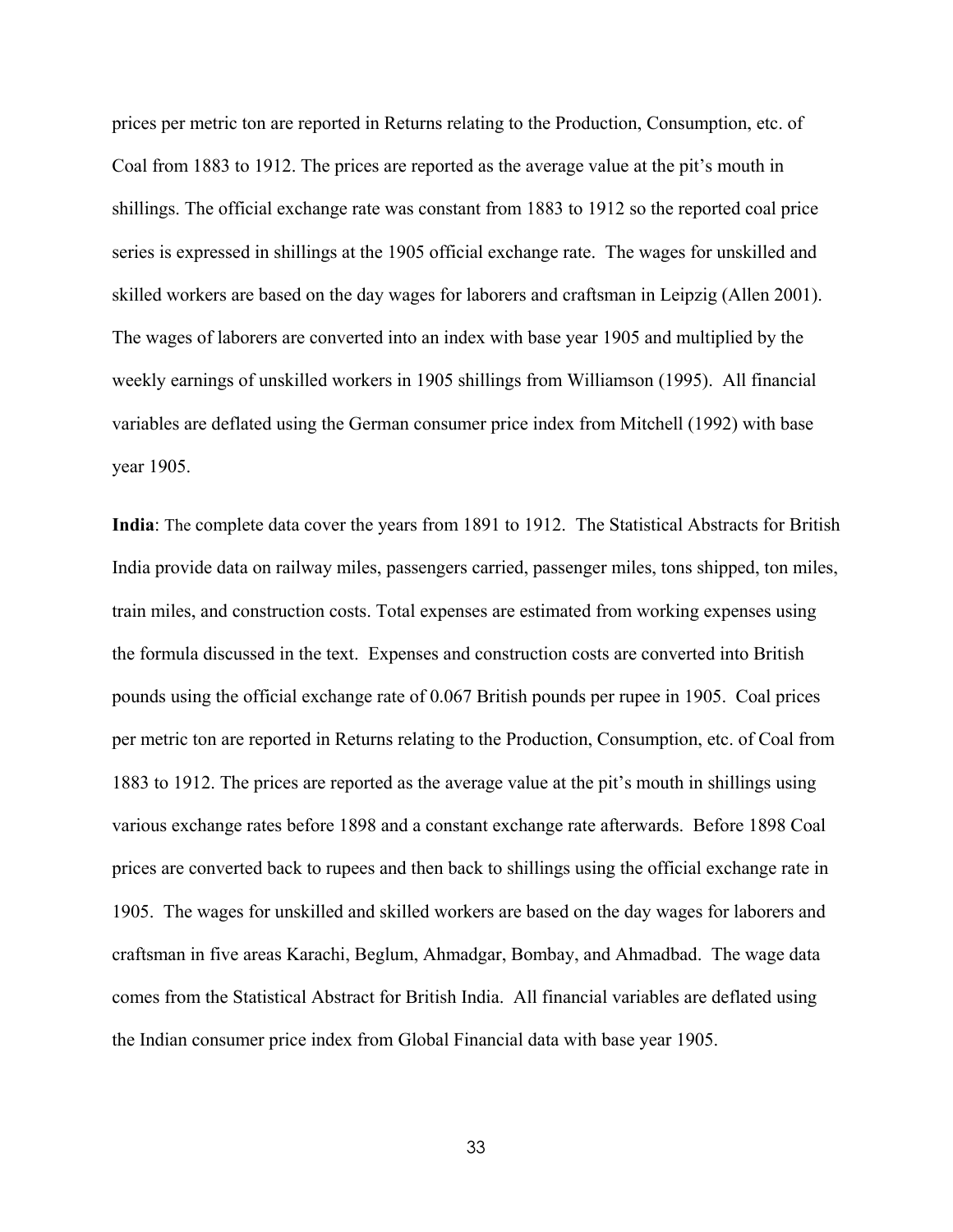prices per metric ton are reported in Returns relating to the Production, Consumption, etc. of Coal from 1883 to 1912. The prices are reported as the average value at the pit's mouth in shillings. The official exchange rate was constant from 1883 to 1912 so the reported coal price series is expressed in shillings at the 1905 official exchange rate. The wages for unskilled and skilled workers are based on the day wages for laborers and craftsman in Leipzig (Allen 2001). The wages of laborers are converted into an index with base year 1905 and multiplied by the weekly earnings of unskilled workers in 1905 shillings from Williamson (1995). All financial variables are deflated using the German consumer price index from Mitchell (1992) with base year 1905.

**India**: The complete data cover the years from 1891 to 1912. The Statistical Abstracts for British India provide data on railway miles, passengers carried, passenger miles, tons shipped, ton miles, train miles, and construction costs. Total expenses are estimated from working expenses using the formula discussed in the text. Expenses and construction costs are converted into British pounds using the official exchange rate of 0.067 British pounds per rupee in 1905. Coal prices per metric ton are reported in Returns relating to the Production, Consumption, etc. of Coal from 1883 to 1912. The prices are reported as the average value at the pit's mouth in shillings using various exchange rates before 1898 and a constant exchange rate afterwards. Before 1898 Coal prices are converted back to rupees and then back to shillings using the official exchange rate in 1905. The wages for unskilled and skilled workers are based on the day wages for laborers and craftsman in five areas Karachi, Beglum, Ahmadgar, Bombay, and Ahmadbad. The wage data comes from the Statistical Abstract for British India. All financial variables are deflated using the Indian consumer price index from Global Financial data with base year 1905.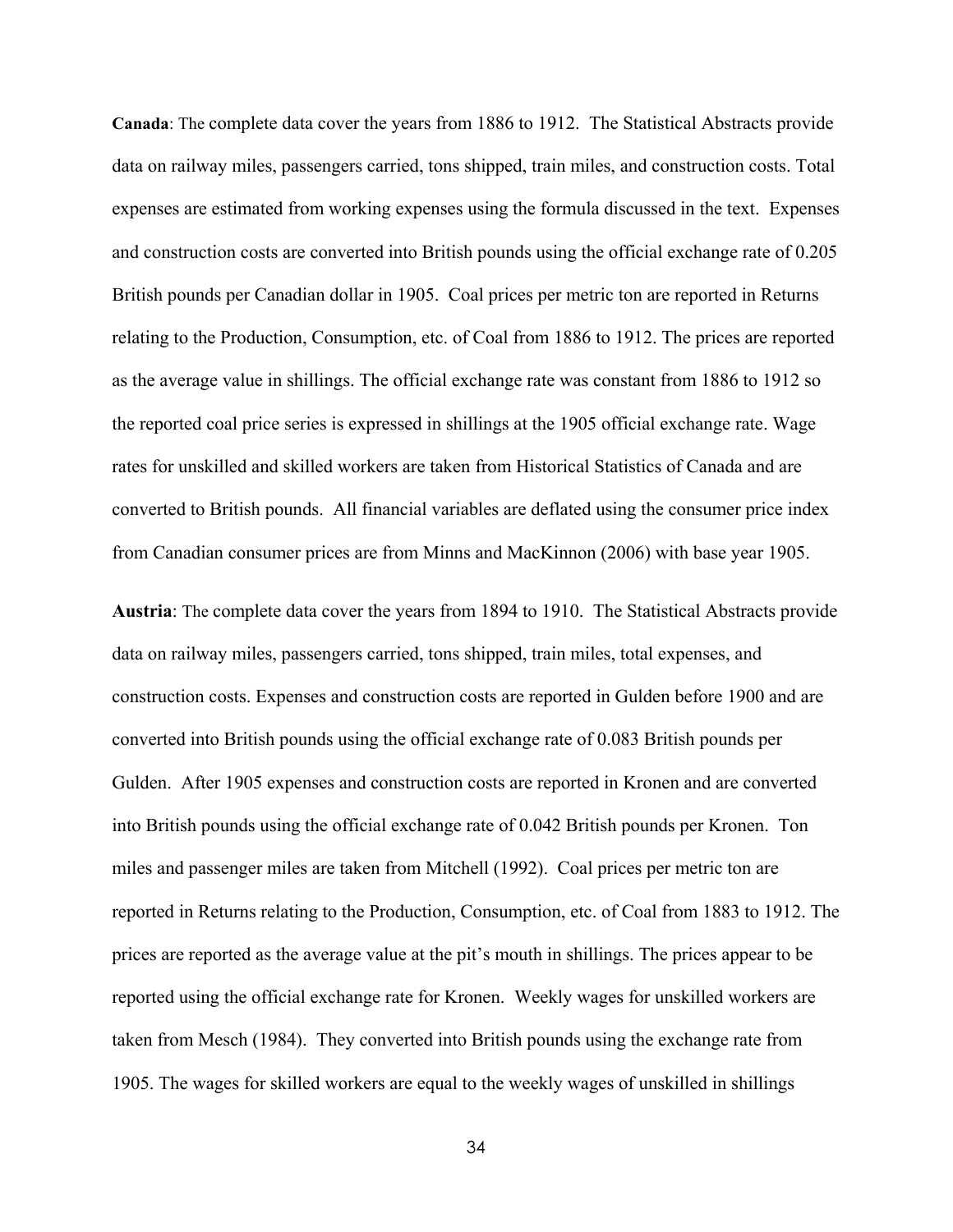**Canada**: The complete data cover the years from 1886 to 1912. The Statistical Abstracts provide data on railway miles, passengers carried, tons shipped, train miles, and construction costs. Total expenses are estimated from working expenses using the formula discussed in the text. Expenses and construction costs are converted into British pounds using the official exchange rate of 0.205 British pounds per Canadian dollar in 1905. Coal prices per metric ton are reported in Returns relating to the Production, Consumption, etc. of Coal from 1886 to 1912. The prices are reported as the average value in shillings. The official exchange rate was constant from 1886 to 1912 so the reported coal price series is expressed in shillings at the 1905 official exchange rate. Wage rates for unskilled and skilled workers are taken from Historical Statistics of Canada and are converted to British pounds. All financial variables are deflated using the consumer price index from Canadian consumer prices are from Minns and MacKinnon (2006) with base year 1905.

**Austria**: The complete data cover the years from 1894 to 1910. The Statistical Abstracts provide data on railway miles, passengers carried, tons shipped, train miles, total expenses, and construction costs. Expenses and construction costs are reported in Gulden before 1900 and are converted into British pounds using the official exchange rate of 0.083 British pounds per Gulden. After 1905 expenses and construction costs are reported in Kronen and are converted into British pounds using the official exchange rate of 0.042 British pounds per Kronen. Ton miles and passenger miles are taken from Mitchell (1992). Coal prices per metric ton are reported in Returns relating to the Production, Consumption, etc. of Coal from 1883 to 1912. The prices are reported as the average value at the pit's mouth in shillings. The prices appear to be reported using the official exchange rate for Kronen. Weekly wages for unskilled workers are taken from Mesch (1984). They converted into British pounds using the exchange rate from 1905. The wages for skilled workers are equal to the weekly wages of unskilled in shillings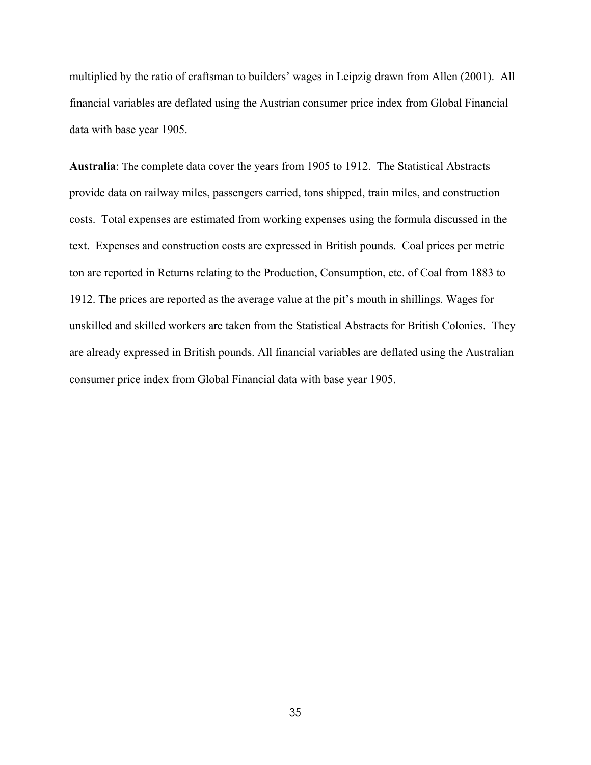multiplied by the ratio of craftsman to builders' wages in Leipzig drawn from Allen (2001). All financial variables are deflated using the Austrian consumer price index from Global Financial data with base year 1905.

**Australia**: The complete data cover the years from 1905 to 1912. The Statistical Abstracts provide data on railway miles, passengers carried, tons shipped, train miles, and construction costs. Total expenses are estimated from working expenses using the formula discussed in the text. Expenses and construction costs are expressed in British pounds. Coal prices per metric ton are reported in Returns relating to the Production, Consumption, etc. of Coal from 1883 to 1912. The prices are reported as the average value at the pit's mouth in shillings. Wages for unskilled and skilled workers are taken from the Statistical Abstracts for British Colonies. They are already expressed in British pounds. All financial variables are deflated using the Australian consumer price index from Global Financial data with base year 1905.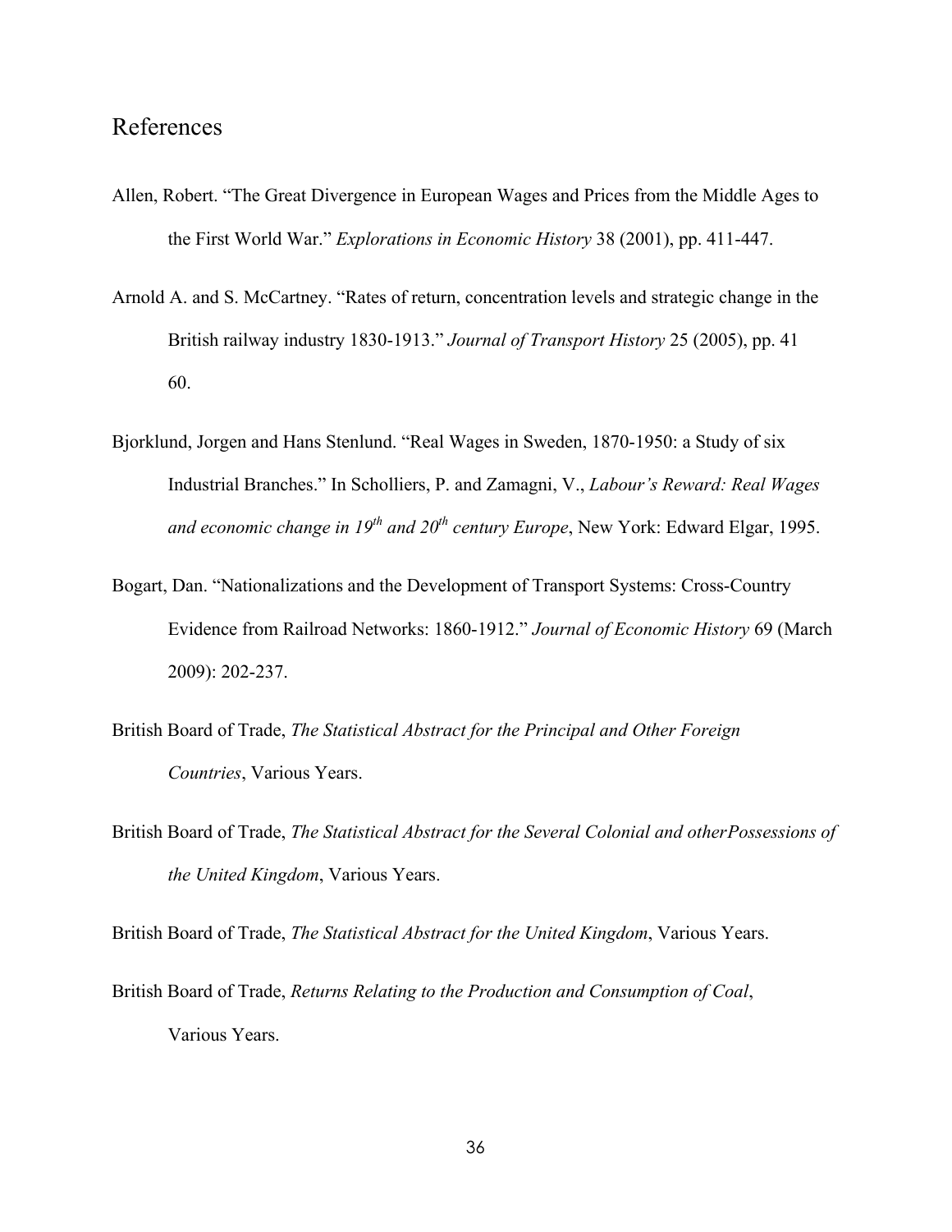## References

Allen, Robert. "The Great Divergence in European Wages and Prices from the Middle Ages to the First World War." *Explorations in Economic History* 38 (2001), pp. 411-447.

Arnold A. and S. McCartney. "Rates of return, concentration levels and strategic change in the British railway industry 1830-1913." *Journal of Transport History* 25 (2005), pp. 41 60.

Bjorklund, Jorgen and Hans Stenlund. "Real Wages in Sweden, 1870-1950: a Study of six Industrial Branches." In Scholliers, P. and Zamagni, V., *Labour's Reward: Real Wages and economic change in 19th and 20th century Europe*, New York: Edward Elgar, 1995.

Bogart, Dan. "Nationalizations and the Development of Transport Systems: Cross-Country Evidence from Railroad Networks: 1860-1912." *Journal of Economic History* 69 (March 2009): 202-237.

British Board of Trade, *The Statistical Abstract for the Principal and Other Foreign Countries*, Various Years.

British Board of Trade, *The Statistical Abstract for the Several Colonial and otherPossessions of the United Kingdom*, Various Years.

British Board of Trade, *The Statistical Abstract for the United Kingdom*, Various Years.

British Board of Trade, *Returns Relating to the Production and Consumption of Coal*, Various Years.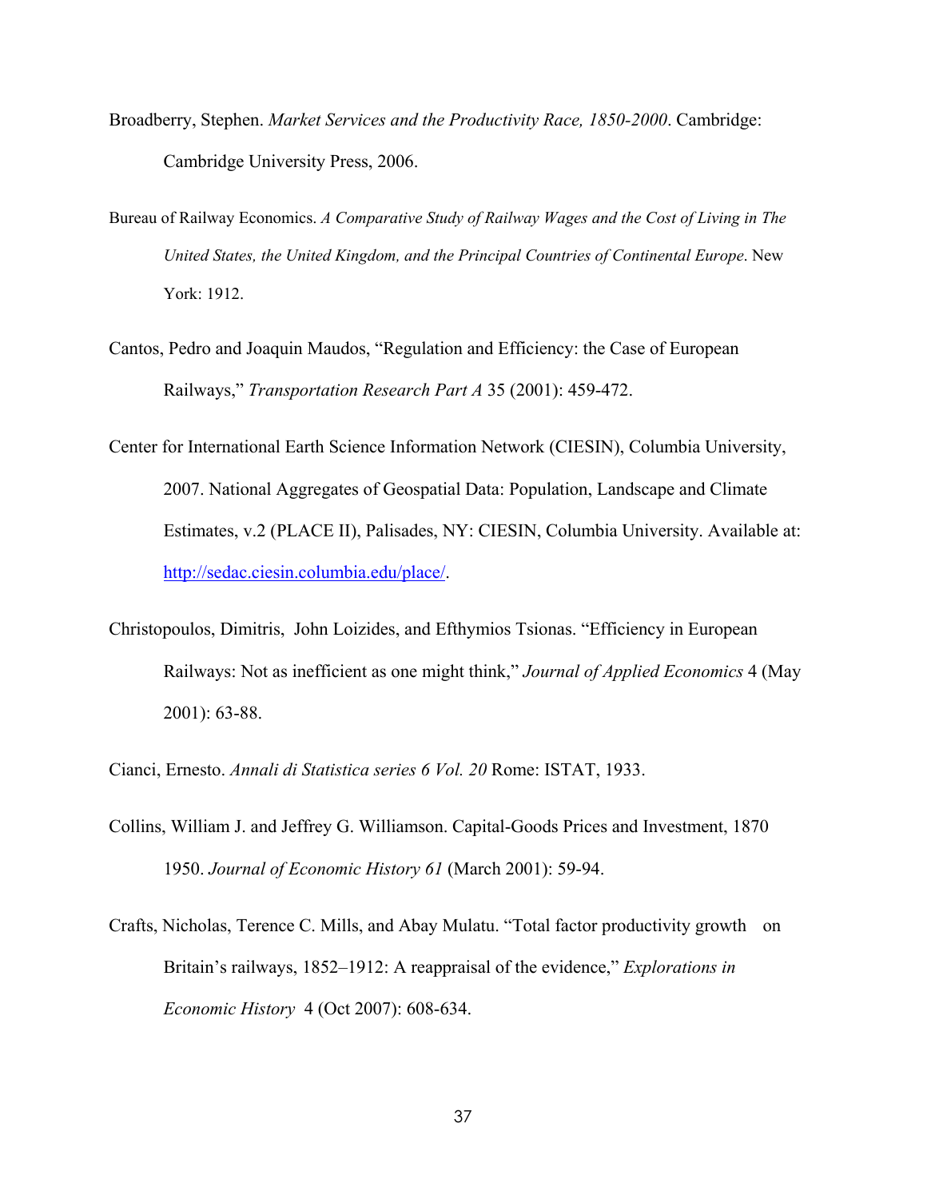Broadberry, Stephen. *Market Services and the Productivity Race, 1850-2000*. Cambridge: Cambridge University Press, 2006.

Bureau of Railway Economics. *A Comparative Study of Railway Wages and the Cost of Living in The United States, the United Kingdom, and the Principal Countries of Continental Europe*. New York: 1912.

Cantos, Pedro and Joaquin Maudos, "Regulation and Efficiency: the Case of European Railways," *Transportation Research Part A* 35 (2001): 459-472.

Center for International Earth Science Information Network (CIESIN), Columbia University, 2007. National Aggregates of Geospatial Data: Population, Landscape and Climate Estimates, v.2 (PLACE II), Palisades, NY: CIESIN, Columbia University. Available at: http://sedac.ciesin.columbia.edu/place/.

Christopoulos, Dimitris, John Loizides, and Efthymios Tsionas. "Efficiency in European Railways: Not as inefficient as one might think," *Journal of Applied Economics* 4 (May 2001): 63-88.

Cianci, Ernesto. *Annali di Statistica series 6 Vol. 20* Rome: ISTAT, 1933.

Collins, William J. and Jeffrey G. Williamson. Capital-Goods Prices and Investment, 1870 1950. *Journal of Economic History 61* (March 2001): 59-94.

Crafts, Nicholas, Terence C. Mills, and Abay Mulatu. "Total factor productivity growth on Britain's railways, 1852–1912: A reappraisal of the evidence," *Explorations in Economic History* 4 (Oct 2007): 608-634.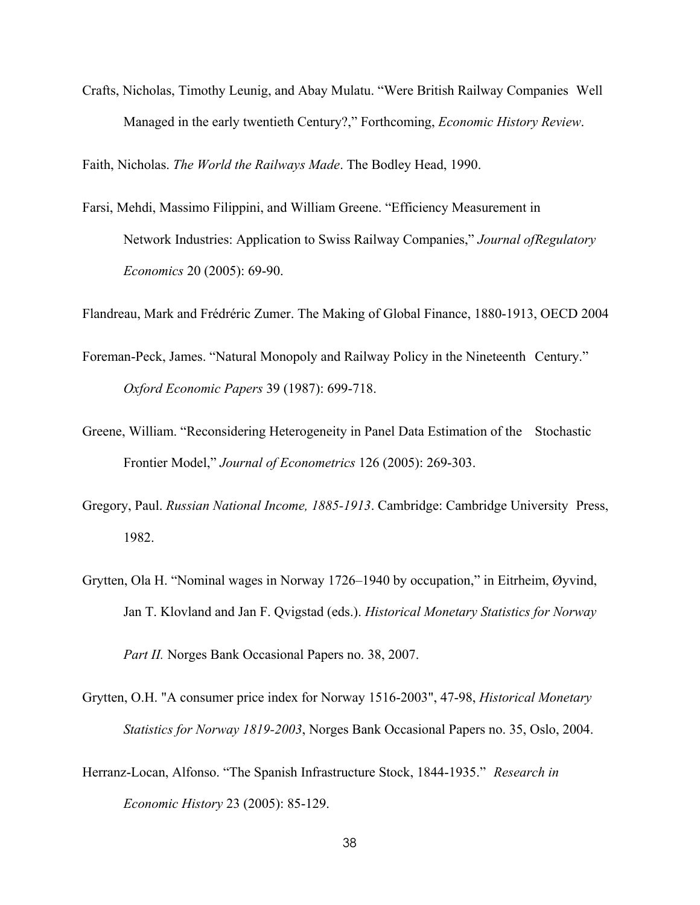Crafts, Nicholas, Timothy Leunig, and Abay Mulatu. “Were British Railway Companies Well Managed in the early twentieth Century?,” Forthcoming, *Economic History Review*.

Faith, Nicholas. *The World the Railways Made*. The Bodley Head, 1990.

Farsi, Mehdi, Massimo Filippini, and William Greene. “Efficiency Measurement in Network Industries: Application to Swiss Railway Companies,” *Journal ofRegulatory Economics* 20 (2005): 69-90.

Flandreau, Mark and Frédréric Zumer. The Making of Global Finance, 1880-1913, OECD 2004

Foreman-Peck, James. “Natural Monopoly and Railway Policy in the Nineteenth Century.” *Oxford Economic Papers* 39 (1987): 699-718.

Greene, William. “Reconsidering Heterogeneity in Panel Data Estimation of the Stochastic Frontier Model,” *Journal of Econometrics* 126 (2005): 269-303.

Gregory, Paul. *Russian National Income, 1885-1913*. Cambridge: Cambridge University Press, 1982.

Grytten, Ola H. “Nominal wages in Norway 1726–1940 by occupation,” in Eitrheim, Øyvind, Jan T. Klovland and Jan F. Qvigstad (eds.). *Historical Monetary Statistics for Norway Part II.* Norges Bank Occasional Papers no. 38, 2007.

Grytten, O.H. "A consumer price index for Norway 1516-2003", 47-98, *Historical Monetary Statistics for Norway 1819-2003*, Norges Bank Occasional Papers no. 35, Oslo, 2004.

Herranz-Locan, Alfonso. “The Spanish Infrastructure Stock, 1844-1935.” *Research in Economic History* 23 (2005): 85-129.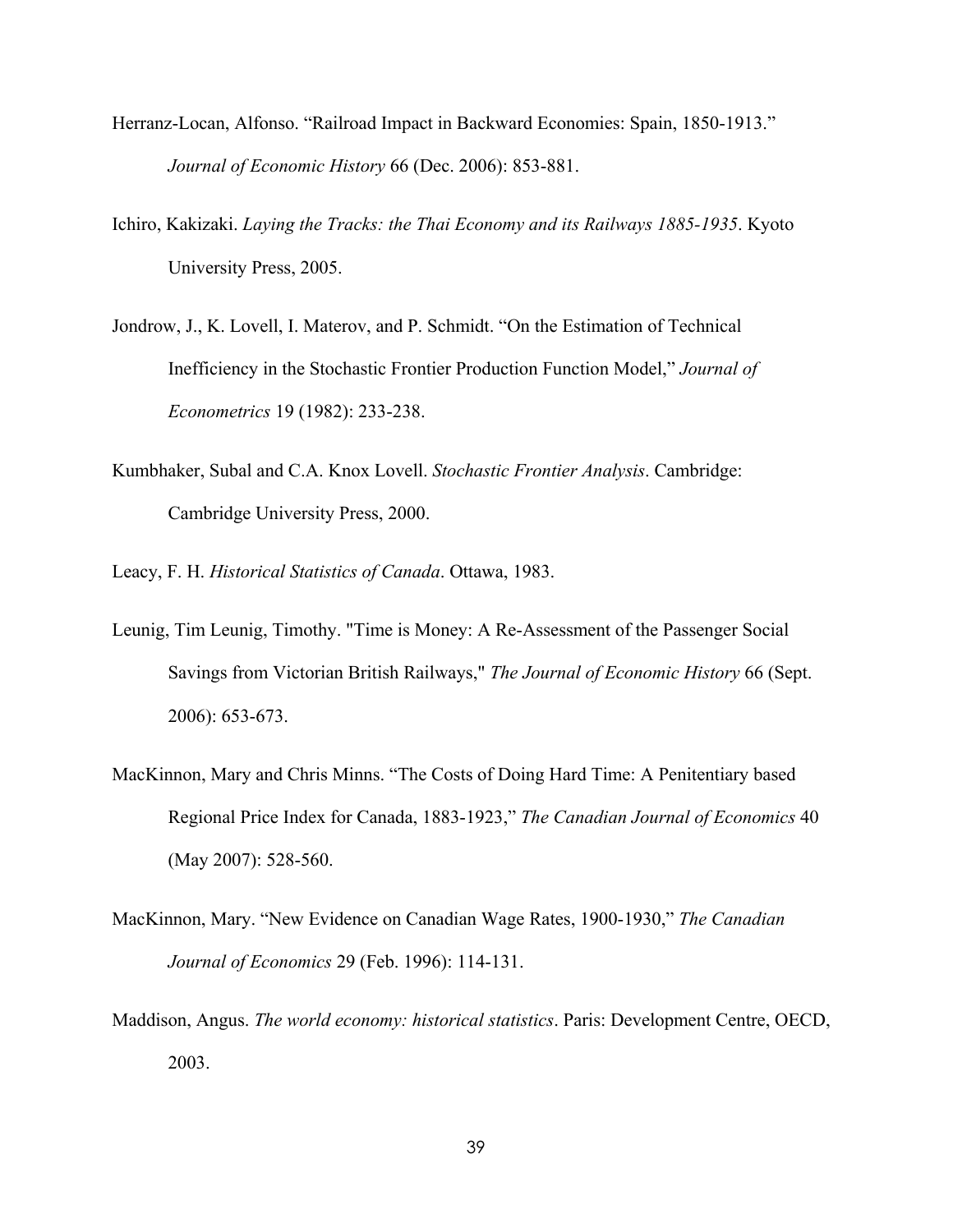Herranz-Locan, Alfonso. “Railroad Impact in Backward Economies: Spain, 1850-1913.” *Journal of Economic History* 66 (Dec. 2006): 853-881.

Ichiro, Kakizaki. *Laying the Tracks: the Thai Economy and its Railways 1885-1935*. Kyoto University Press, 2005.

Jondrow, J., K. Lovell, I. Materov, and P. Schmidt. “On the Estimation of Technical Inefficiency in the Stochastic Frontier Production Function Model,” *Journal of Econometrics* 19 (1982): 233-238.

Kumbhaker, Subal and C.A. Knox Lovell. *Stochastic Frontier Analysis*. Cambridge: Cambridge University Press, 2000.

Leacy, F. H. *Historical Statistics of Canada*. Ottawa, 1983.

Leunig, Tim Leunig, Timothy. "Time is Money: A Re-Assessment of the Passenger Social Savings from Victorian British Railways," *The Journal of Economic History* 66 (Sept. 2006): 653-673.

MacKinnon, Mary and Chris Minns. “The Costs of Doing Hard Time: A Penitentiary based Regional Price Index for Canada, 1883-1923,” *The Canadian Journal of Economics* 40 (May 2007): 528-560.

MacKinnon, Mary. “New Evidence on Canadian Wage Rates, 1900-1930,” *The Canadian Journal of Economics* 29 (Feb. 1996): 114-131.

Maddison, Angus. *The world economy: historical statistics*. Paris: Development Centre, OECD, 2003.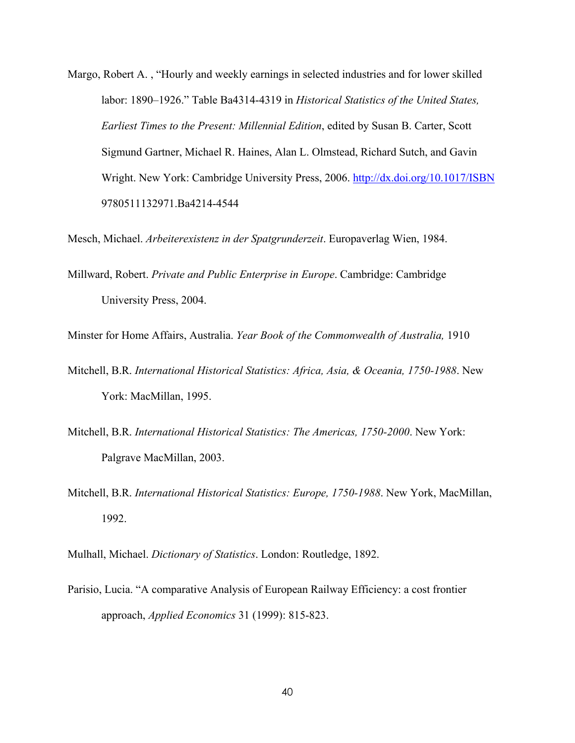Margo, Robert A. , "Hourly and weekly earnings in selected industries and for lower skilled labor: 1890–1926." Table Ba4314-4319 in *Historical Statistics of the United States, Earliest Times to the Present: Millennial Edition*, edited by Susan B. Carter, Scott Sigmund Gartner, Michael R. Haines, Alan L. Olmstead, Richard Sutch, and Gavin Wright. New York: Cambridge University Press, 2006. http://dx.doi.org/10.1017/ISBN 9780511132971.Ba4214-4544

Mesch, Michael. *Arbeiterexistenz in der Spatgrunderzeit*. Europaverlag Wien, 1984.

Millward, Robert. *Private and Public Enterprise in Europe*. Cambridge: Cambridge University Press, 2004.

Minster for Home Affairs, Australia. *Year Book of the Commonwealth of Australia,* 1910

Mitchell, B.R. *International Historical Statistics: Africa, Asia, & Oceania, 1750-1988*. New York: MacMillan, 1995.

Mitchell, B.R. *International Historical Statistics: The Americas, 1750-2000*. New York: Palgrave MacMillan, 2003.

Mitchell, B.R. *International Historical Statistics: Europe, 1750-1988*. New York, MacMillan, 1992.

Mulhall, Michael. *Dictionary of Statistics*. London: Routledge, 1892.

Parisio, Lucia. "A comparative Analysis of European Railway Efficiency: a cost frontier approach, *Applied Economics* 31 (1999): 815-823.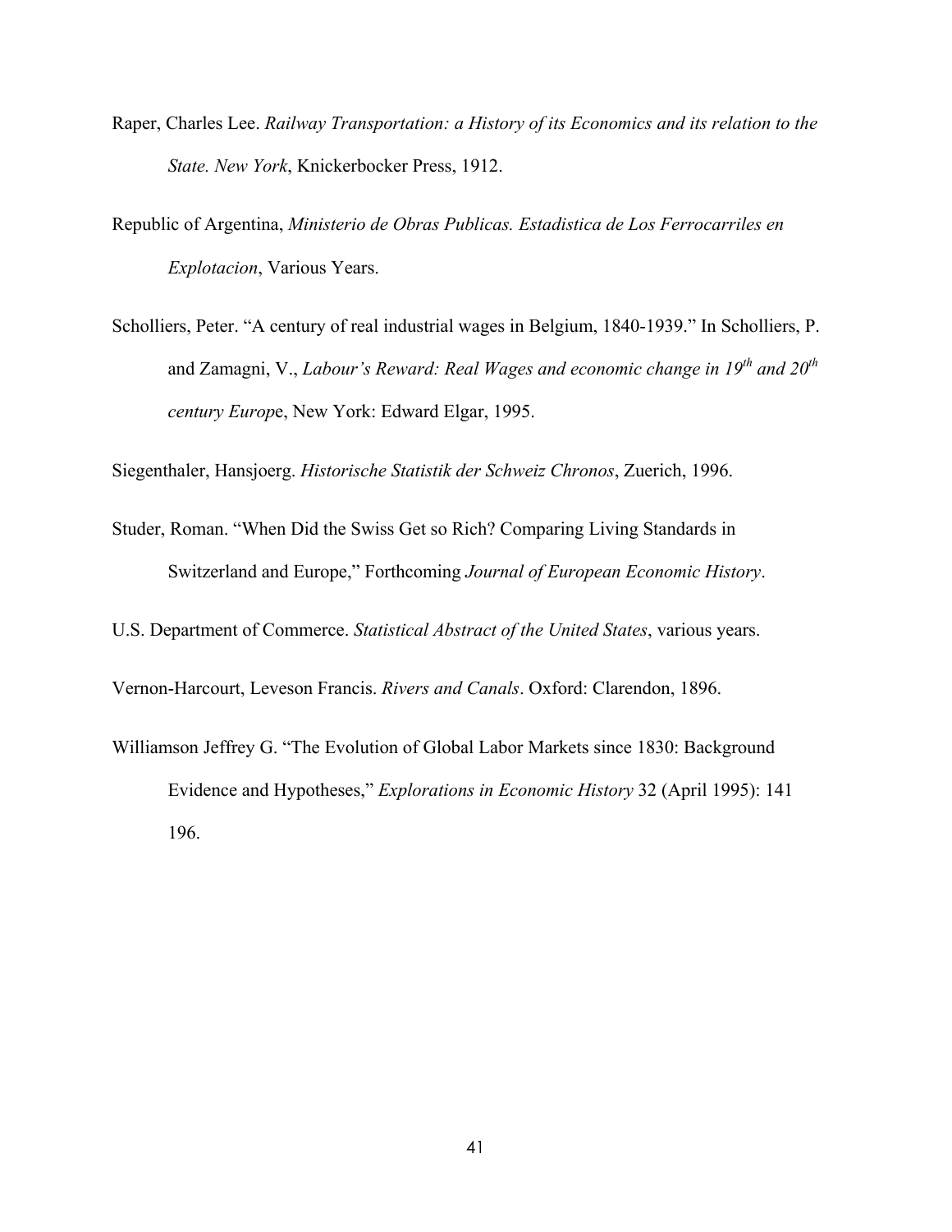Raper, Charles Lee. *Railway Transportation: a History of its Economics and its relation to the State. New York*, Knickerbocker Press, 1912.

Republic of Argentina, *Ministerio de Obras Publicas. Estadistica de Los Ferrocarriles en Explotacion*, Various Years.

Scholliers, Peter. "A century of real industrial wages in Belgium, 1840-1939." In Scholliers, P. and Zamagni, V., *Labour's Reward: Real Wages and economic change in 19th and 20th century Europ*e, New York: Edward Elgar, 1995.

Siegenthaler, Hansjoerg. *Historische Statistik der Schweiz Chronos*, Zuerich, 1996.

Studer, Roman. "When Did the Swiss Get so Rich? Comparing Living Standards in Switzerland and Europe," Forthcoming *Journal of European Economic History*.

U.S. Department of Commerce. *Statistical Abstract of the United States*, various years.

Vernon-Harcourt, Leveson Francis. *Rivers and Canals*. Oxford: Clarendon, 1896.

Williamson Jeffrey G. "The Evolution of Global Labor Markets since 1830: Background Evidence and Hypotheses," *Explorations in Economic History* 32 (April 1995): 141 196.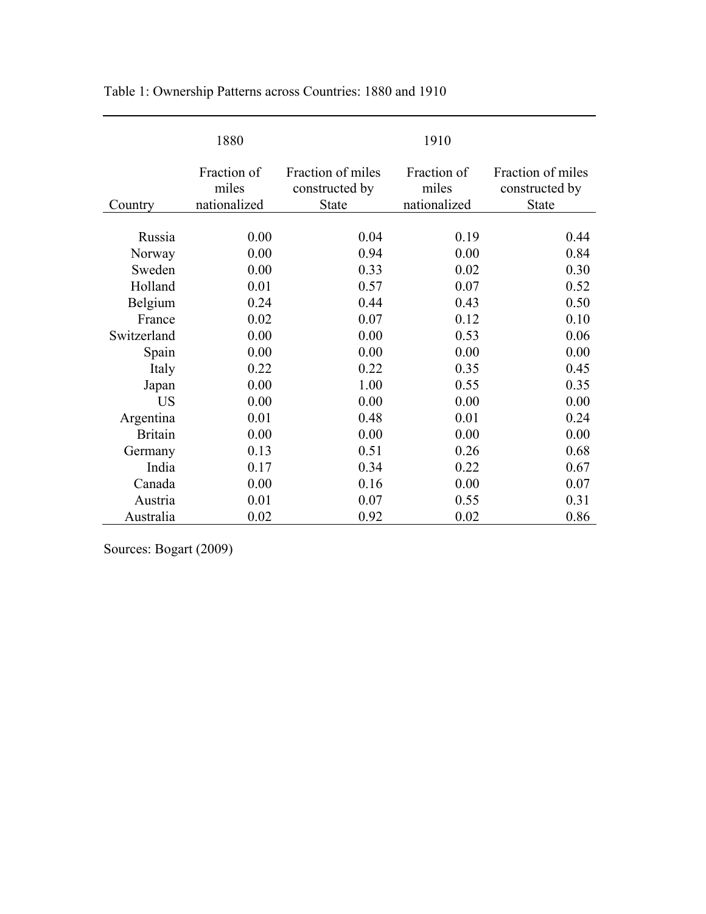Table 1: Ownership Patterns across Countries: 1880 and 1910

| | 1880 | | 1910 | |
|---|---|---|---|---|
| Country | Fraction of miles nationalized | Fraction of miles constructed by State | Fraction of miles nationalized | Fraction of miles constructed by State |
| Russia | 0.00 | 0.04 | 0.19 | 0.44 |
| Norway | 0.00 | 0.94 | 0.00 | 0.84 |
| Sweden | 0.00 | 0.33 | 0.02 | 0.30 |
| Holland | 0.01 | 0.57 | 0.07 | 0.52 |
| Belgium | 0.24 | 0.44 | 0.43 | 0.50 |
| France | 0.02 | 0.07 | 0.12 | 0.10 |
| Switzerland | 0.00 | 0.00 | 0.53 | 0.06 |
| Spain | 0.00 | 0.00 | 0.00 | 0.00 |
| Italy | 0.22 | 0.22 | 0.35 | 0.45 |
| Japan | 0.00 | 1.00 | 0.55 | 0.35 |
| US | 0.00 | 0.00 | 0.00 | 0.00 |
| Argentina | 0.01 | 0.48 | 0.01 | 0.24 |
| Britain | 0.00 | 0.00 | 0.00 | 0.00 |
| Germany | 0.13 | 0.51 | 0.26 | 0.68 |
| India | 0.17 | 0.34 | 0.22 | 0.67 |
| Canada | 0.00 | 0.16 | 0.00 | 0.07 |
| Austria | 0.01 | 0.07 | 0.55 | 0.31 |
| Australia | 0.02 | 0.92 | 0.02 | 0.86 |

Sources: Bogart (2009)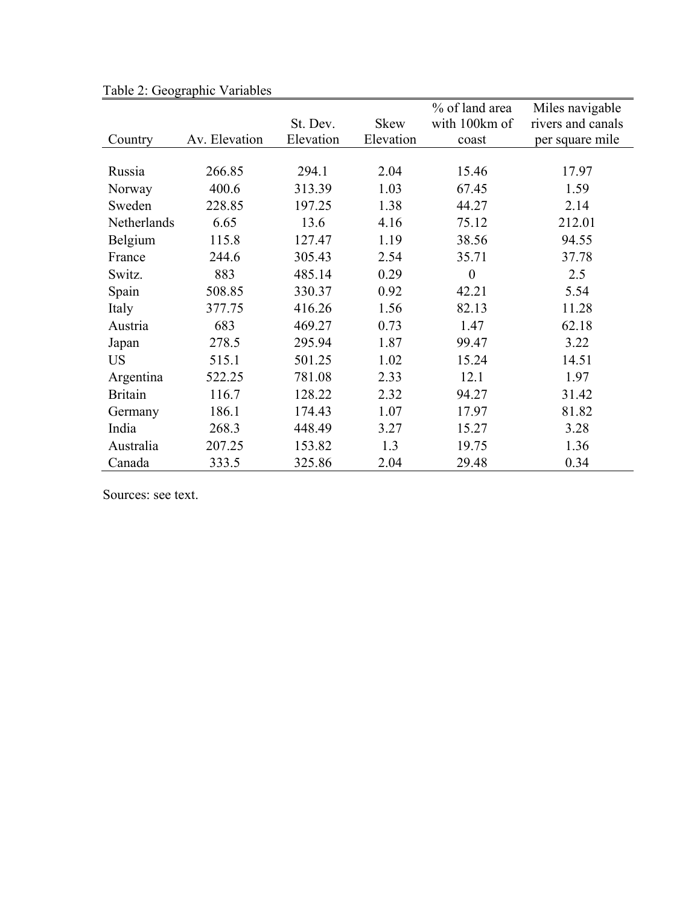Table 2: Geographic Variables

| Country | Av. Elevation | St. Dev. Elevation | Skew Elevation | % of land area with 100km of coast | Miles navigable rivers and canals per square mile |
|---|---|---|---|---|---|
| Russia | 266.85 | 294.1 | 2.04 | 15.46 | 17.97 |
| Norway | 400.6 | 313.39 | 1.03 | 67.45 | 1.59 |
| Sweden | 228.85 | 197.25 | 1.38 | 44.27 | 2.14 |
| Netherlands | 6.65 | 13.6 | 4.16 | 75.12 | 212.01 |
| Belgium | 115.8 | 127.47 | 1.19 | 38.56 | 94.55 |
| France | 244.6 | 305.43 | 2.54 | 35.71 | 37.78 |
| Switz. | 883 | 485.14 | 0.29 | 0 | 2.5 |
| Spain | 508.85 | 330.37 | 0.92 | 42.21 | 5.54 |
| Italy | 377.75 | 416.26 | 1.56 | 82.13 | 11.28 |
| Austria | 683 | 469.27 | 0.73 | 1.47 | 62.18 |
| Japan | 278.5 | 295.94 | 1.87 | 99.47 | 3.22 |
| US | 515.1 | 501.25 | 1.02 | 15.24 | 14.51 |
| Argentina | 522.25 | 781.08 | 2.33 | 12.1 | 1.97 |
| Britain | 116.7 | 128.22 | 2.32 | 94.27 | 31.42 |
| Germany | 186.1 | 174.43 | 1.07 | 17.97 | 81.82 |
| India | 268.3 | 448.49 | 3.27 | 15.27 | 3.28 |
| Australia | 207.25 | 153.82 | 1.3 | 19.75 | 1.36 |
| Canada | 333.5 | 325.86 | 2.04 | 29.48 | 0.34 |

Sources: see text.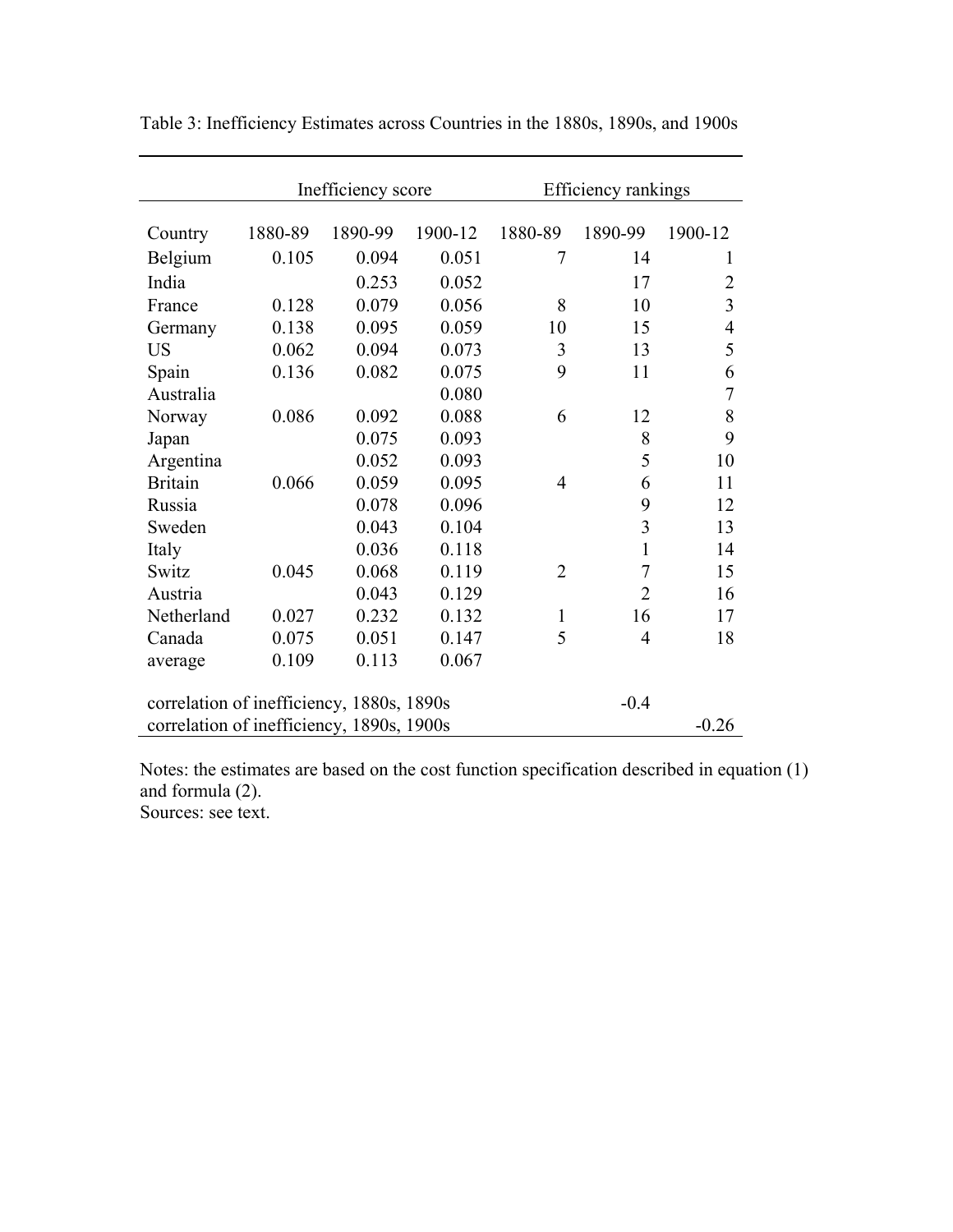Table 3: Inefficiency Estimates across Countries in the 1880s, 1890s, and 1900s

| | Inefficiency score | | | Efficiency rankings | | |
|---|---|---|---|---|---|---|
| Country | 1880-89 | 1890-99 | 1900-12 | 1880-89 | 1890-99 | 1900-12 |
| Belgium | 0.105 | 0.094 | 0.051 | 7 | 14 | 1 |
| India | | 0.253 | 0.052 | | 17 | 2 |
| France | 0.128 | 0.079 | 0.056 | 8 | 10 | 3 |
| Germany | 0.138 | 0.095 | 0.059 | 10 | 15 | 4 |
| US | 0.062 | 0.094 | 0.073 | 3 | 13 | 5 |
| Spain | 0.136 | 0.082 | 0.075 | 9 | 11 | 6 |
| Australia | | | 0.080 | | | 7 |
| Norway | 0.086 | 0.092 | 0.088 | 6 | 12 | 8 |
| Japan | | 0.075 | 0.093 | | 8 | 9 |
| Argentina | | 0.052 | 0.093 | | 5 | 10 |
| Britain | 0.066 | 0.059 | 0.095 | 4 | 6 | 11 |
| Russia | | 0.078 | 0.096 | | 9 | 12 |
| Sweden | | 0.043 | 0.104 | | 3 | 13 |
| Italy | | 0.036 | 0.118 | | 1 | 14 |
| Switz | 0.045 | 0.068 | 0.119 | 2 | 7 | 15 |
| Austria | | 0.043 | 0.129 | | 2 | 16 |
| Netherland | 0.027 | 0.232 | 0.132 | 1 | 16 | 17 |
| Canada | 0.075 | 0.051 | 0.147 | 5 | 4 | 18 |
| average | 0.109 | 0.113 | 0.067 | | | |
| correlation of inefficiency, 1880s, 1890s | | | | | -0.4 | |
| correlation of inefficiency, 1890s, 1900s | | | | | | -0.26 |

Notes: the estimates are based on the cost function specification described in equation (1) and formula (2).
Sources: see text.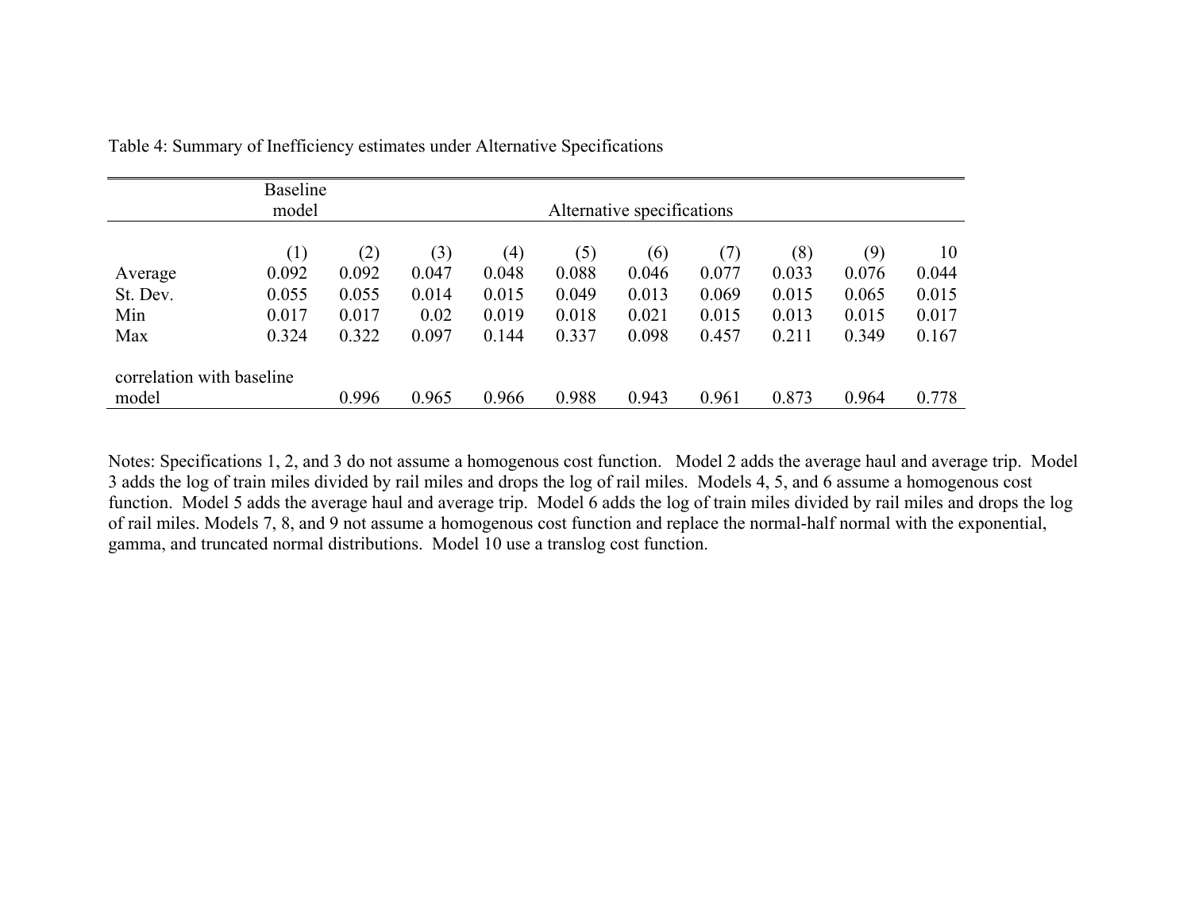Table 4: Summary of Inefficiency estimates under Alternative Specifications

| | Baseline model | Alternative specifications | | | | | | | | |
|---|---|---|---|---|---|---|---|---|---|---|
| | (1) | (2) | (3) | (4) | (5) | (6) | (7) | (8) | (9) | 10 |
| Average | 0.092 | 0.092 | 0.047 | 0.048 | 0.088 | 0.046 | 0.077 | 0.033 | 0.076 | 0.044 |
| St. Dev. | 0.055 | 0.055 | 0.014 | 0.015 | 0.049 | 0.013 | 0.069 | 0.015 | 0.065 | 0.015 |
| Min | 0.017 | 0.017 | 0.02 | 0.019 | 0.018 | 0.021 | 0.015 | 0.013 | 0.015 | 0.017 |
| Max | 0.324 | 0.322 | 0.097 | 0.144 | 0.337 | 0.098 | 0.457 | 0.211 | 0.349 | 0.167 |
| correlation with baseline model | | 0.996 | 0.965 | 0.966 | 0.988 | 0.943 | 0.961 | 0.873 | 0.964 | 0.778 |

Notes: Specifications 1, 2, and 3 do not assume a homogenous cost function. Model 2 adds the average haul and average trip. Model 3 adds the log of train miles divided by rail miles and drops the log of rail miles. Models 4, 5, and 6 assume a homogenous cost function. Model 5 adds the average haul and average trip. Model 6 adds the log of train miles divided by rail miles and drops the log of rail miles. Models 7, 8, and 9 not assume a homogenous cost function and replace the normal-half normal with the exponential, gamma, and truncated normal distributions. Model 10 use a translog cost function.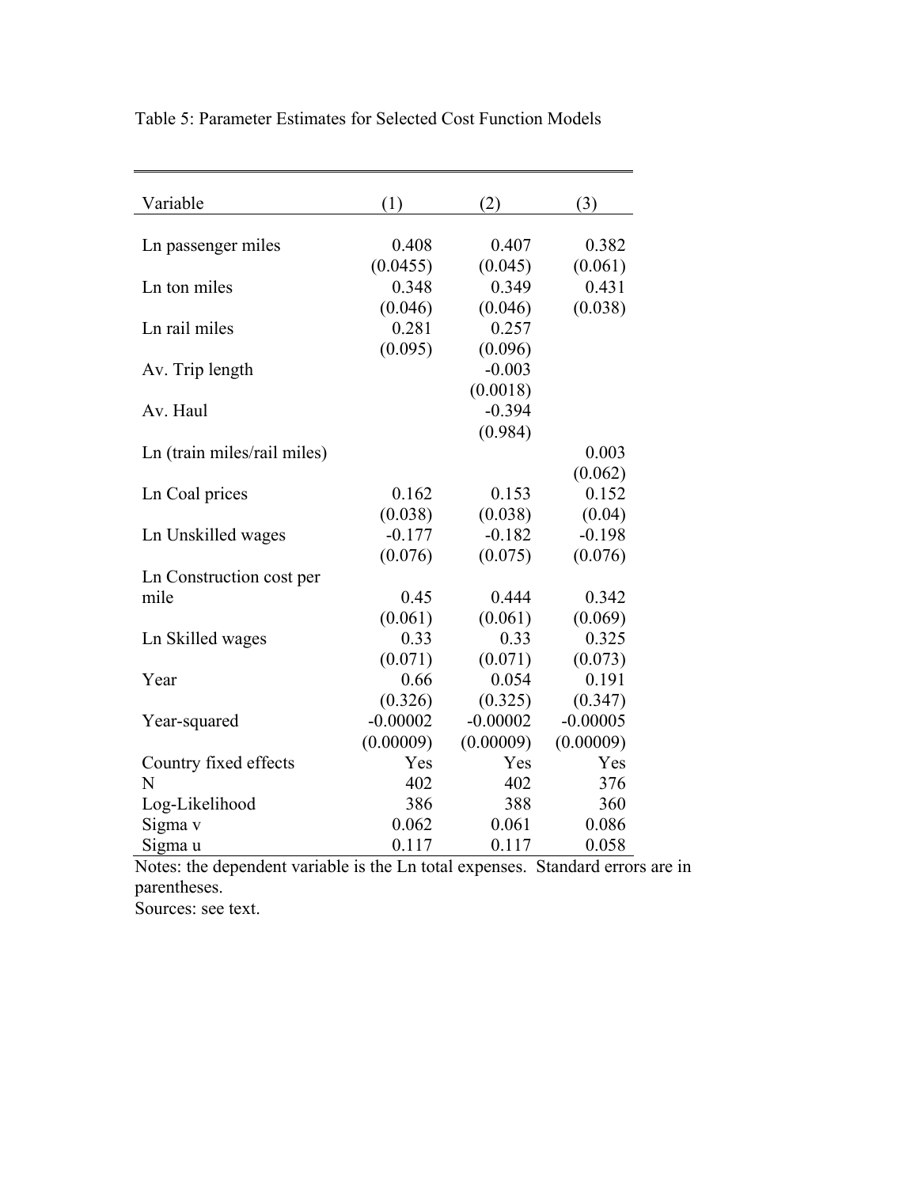Table 5: Parameter Estimates for Selected Cost Function Models

| Variable | (1) | (2) | (3) |
|---|---|---|---|
| Ln passenger miles | 0.408 | 0.407 | 0.382 |
| | (0.0455) | (0.045) | (0.061) |
| Ln ton miles | 0.348 | 0.349 | 0.431 |
| | (0.046) | (0.046) | (0.038) |
| Ln rail miles | 0.281 | 0.257 | |
| | (0.095) | (0.096) | |
| Av. Trip length | | -0.003 | |
| | | (0.0018) | |
| Av. Haul | | -0.394 | |
| | | (0.984) | |
| Ln (train miles/rail miles) | | | 0.003 |
| | | | (0.062) |
| Ln Coal prices | 0.162 | 0.153 | 0.152 |
| | (0.038) | (0.038) | (0.04) |
| Ln Unskilled wages | -0.177 | -0.182 | -0.198 |
| | (0.076) | (0.075) | (0.076) |
| Ln Construction cost per mile | 0.45 | 0.444 | 0.342 |
| | (0.061) | (0.061) | (0.069) |
| Ln Skilled wages | 0.33 | 0.33 | 0.325 |
| | (0.071) | (0.071) | (0.073) |
| Year | 0.66 | 0.054 | 0.191 |
| | (0.326) | (0.325) | (0.347) |
| Year-squared | -0.00002 | -0.00002 | -0.00005 |
| | (0.00009) | (0.00009) | (0.00009) |
| Country fixed effects | Yes | Yes | Yes |
| N | 402 | 402 | 376 |
| Log-Likelihood | 386 | 388 | 360 |
| Sigma v | 0.062 | 0.061 | 0.086 |
| Sigma u | 0.117 | 0.117 | 0.058 |

Notes: the dependent variable is the Ln total expenses. Standard errors are in parentheses.

Sources: see text.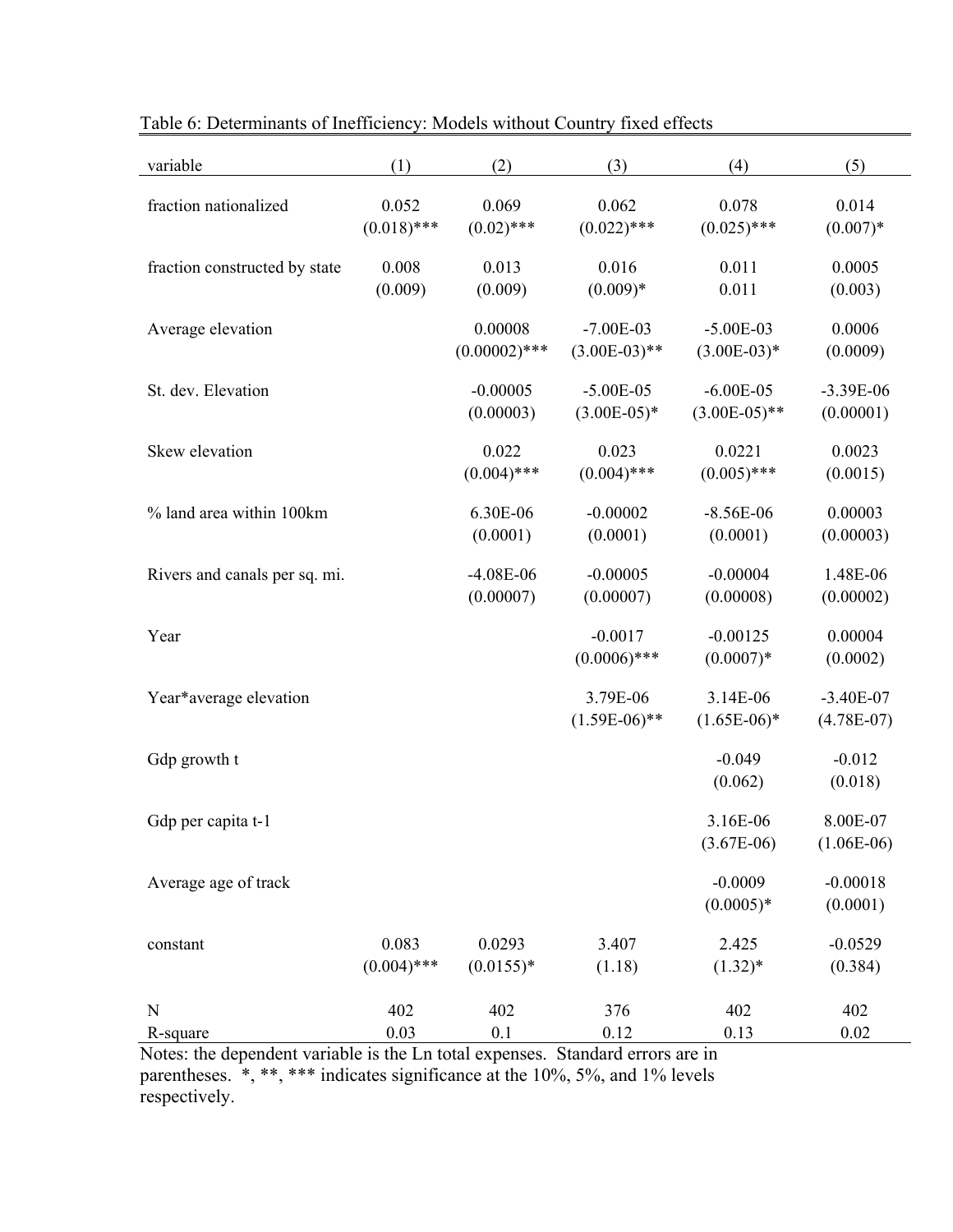Table 6: Determinants of Inefficiency: Models without Country fixed effects

| variable | (1) | (2) | (3) | (4) | (5) |
|---|---|---|---|---|---|
| fraction nationalized | 0.052 | 0.069 | 0.062 | 0.078 | 0.014 |
| | (0.018)*** | (0.02)*** | (0.022)*** | (0.025)*** | (0.007)* |
| fraction constructed by state | 0.008 | 0.013 | 0.016 | 0.011 | 0.0005 |
| | (0.009) | (0.009) | (0.009)* | 0.011 | (0.003) |
| Average elevation | | 0.00008 | -7.00E-03 | -5.00E-03 | 0.0006 |
| | | (0.00002)*** | (3.00E-03)** | (3.00E-03)* | (0.0009) |
| St. dev. Elevation | | -0.00005 | -5.00E-05 | -6.00E-05 | -3.39E-06 |
| | | (0.00003) | (3.00E-05)* | (3.00E-05)** | (0.00001) |
| Skew elevation | | 0.022 | 0.023 | 0.0221 | 0.0023 |
| | | (0.004)*** | (0.004)*** | (0.005)*** | (0.0015) |
| % land area within 100km | | 6.30E-06 | -0.00002 | -8.56E-06 | 0.00003 |
| | | (0.0001) | (0.0001) | (0.0001) | (0.00003) |
| Rivers and canals per sq. mi. | | -4.08E-06 | -0.00005 | -0.00004 | 1.48E-06 |
| | | (0.00007) | (0.00007) | (0.00008) | (0.00002) |
| Year | | | -0.0017 | -0.00125 | 0.00004 |
| | | | (0.0006)*** | (0.0007)* | (0.0002) |
| Year*average elevation | | | 3.79E-06 | 3.14E-06 | -3.40E-07 |
| | | | (1.59E-06)** | (1.65E-06)* | (4.78E-07) |
| Gdp growth t | | | | -0.049 | -0.012 |
| | | | | (0.062) | (0.018) |
| Gdp per capita t-1 | | | | 3.16E-06 | 8.00E-07 |
| | | | | (3.67E-06) | (1.06E-06) |
| Average age of track | | | | -0.0009 | -0.00018 |
| | | | | (0.0005)* | (0.0001) |
| constant | 0.083 | 0.0293 | 3.407 | 2.425 | -0.0529 |
| | (0.004)*** | (0.0155)* | (1.18) | (1.32)* | (0.384) |
| N | 402 | 402 | 376 | 402 | 402 |
| R-square | 0.03 | 0.1 | 0.12 | 0.13 | 0.02 |

Notes: the dependent variable is the Ln total expenses. Standard errors are in parentheses. *, **, *** indicates significance at the 10%, 5%, and 1% levels respectively.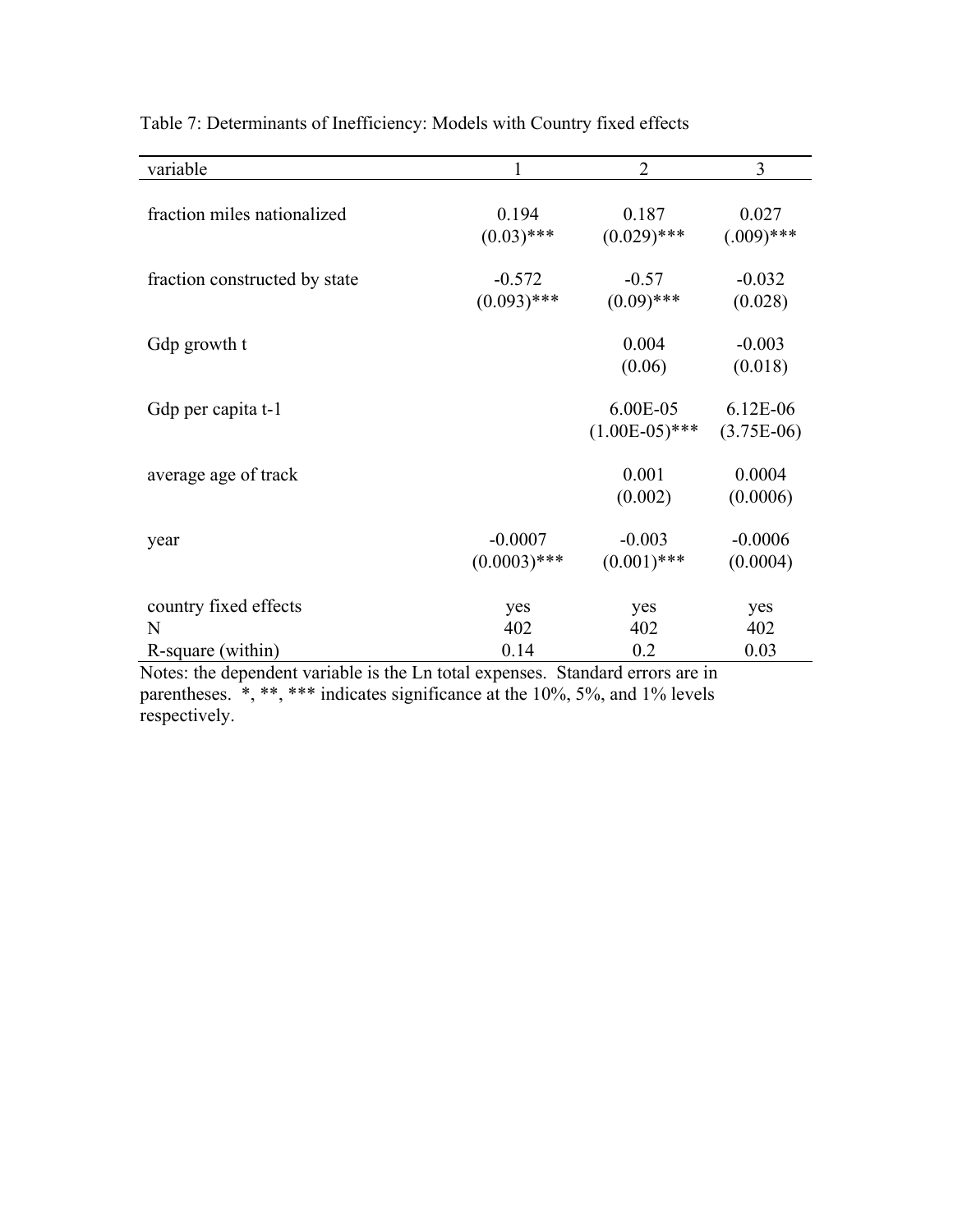Table 7: Determinants of Inefficiency: Models with Country fixed effects

| variable | 1 | 2 | 3 |
|---|---|---|---|
| fraction miles nationalized | 0.194 | 0.187 | 0.027 |
| | (0.03)*** | (0.029)*** | (.009)*** |
| fraction constructed by state | -0.572 | -0.57 | -0.032 |
| | (0.093)*** | (0.09)*** | (0.028) |
| Gdp growth t | | 0.004 | -0.003 |
| | | (0.06) | (0.018) |
| Gdp per capita t-1 | | 6.00E-05 | 6.12E-06 |
| | | (1.00E-05)*** | (3.75E-06) |
| average age of track | | 0.001 | 0.0004 |
| | | (0.002) | (0.0006) |
| year | -0.0007 | -0.003 | -0.0006 |
| | (0.0003)*** | (0.001)*** | (0.0004) |
| country fixed effects | yes | yes | yes |
| N | 402 | 402 | 402 |
| R-square (within) | 0.14 | 0.2 | 0.03 |

Notes: the dependent variable is the Ln total expenses. Standard errors are in parentheses. *, **, *** indicates significance at the 10%, 5%, and 1% levels respectively.